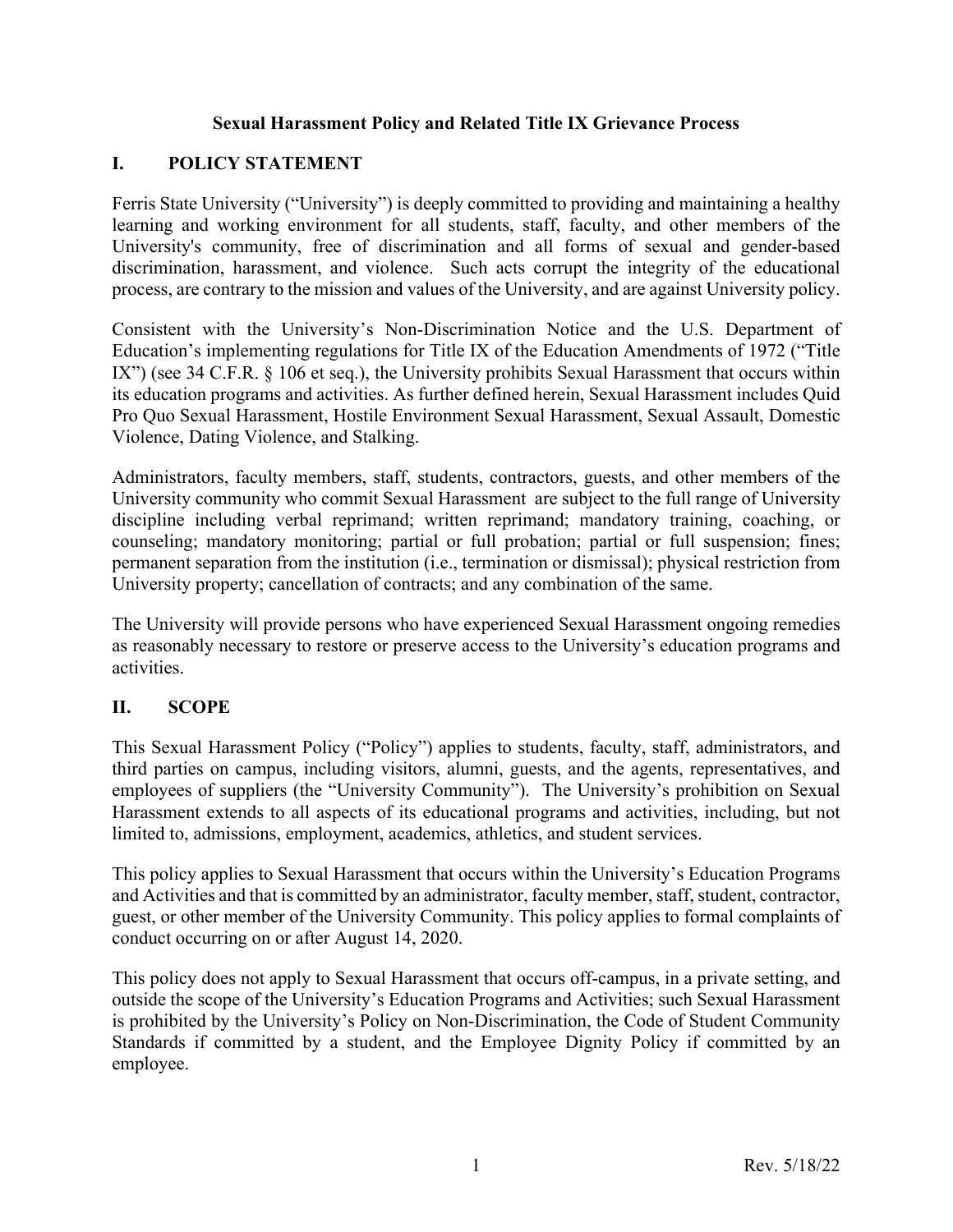# Sexual Harassment Policy and Related Title IX Grievance Process

## I. POLICY STATEMENT

Ferris State University ("University") is deeply committed to providing and maintaining a healthy learning and working environment for all students, staff, faculty, and other members of the University's community, free of discrimination and all forms of sexual and gender-based discrimination, harassment, and violence. Such acts corrupt the integrity of the educational process, are contrary to the mission and values of the University, and are against University policy.

Consistent with the University's Non-Discrimination Notice and the U.S. Department of Education's implementing regulations for Title IX of the Education Amendments of 1972 ("Title IX") (see 34 C.F.R. § 106 et seq.), the University prohibits Sexual Harassment that occurs within its education programs and activities. As further defined herein, Sexual Harassment includes Quid Pro Quo Sexual Harassment, Hostile Environment Sexual Harassment, Sexual Assault, Domestic Violence, Dating Violence, and Stalking.

Administrators, faculty members, staff, students, contractors, guests, and other members of the University community who commit Sexual Harassment are subject to the full range of University discipline including verbal reprimand; written reprimand; mandatory training, coaching, or counseling; mandatory monitoring; partial or full probation; partial or full suspension; fines; permanent separation from the institution (i.e., termination or dismissal); physical restriction from University property; cancellation of contracts; and any combination of the same.

The University will provide persons who have experienced Sexual Harassment ongoing remedies as reasonably necessary to restore or preserve access to the University's education programs and activities.

## II. SCOPE

This Sexual Harassment Policy ("Policy") applies to students, faculty, staff, administrators, and third parties on campus, including visitors, alumni, guests, and the agents, representatives, and employees of suppliers (the "University Community"). The University's prohibition on Sexual Harassment extends to all aspects of its educational programs and activities, including, but not limited to, admissions, employment, academics, athletics, and student services.

This policy applies to Sexual Harassment that occurs within the University's Education Programs and Activities and that is committed by an administrator, faculty member, staff, student, contractor, guest, or other member of the University Community. This policy applies to formal complaints of conduct occurring on or after August 14, 2020.

This policy does not apply to Sexual Harassment that occurs off-campus, in a private setting, and outside the scope of the University's Education Programs and Activities; such Sexual Harassment is prohibited by the University's Policy on Non-Discrimination, the Code of Student Community Standards if committed by a student, and the Employee Dignity Policy if committed by an employee.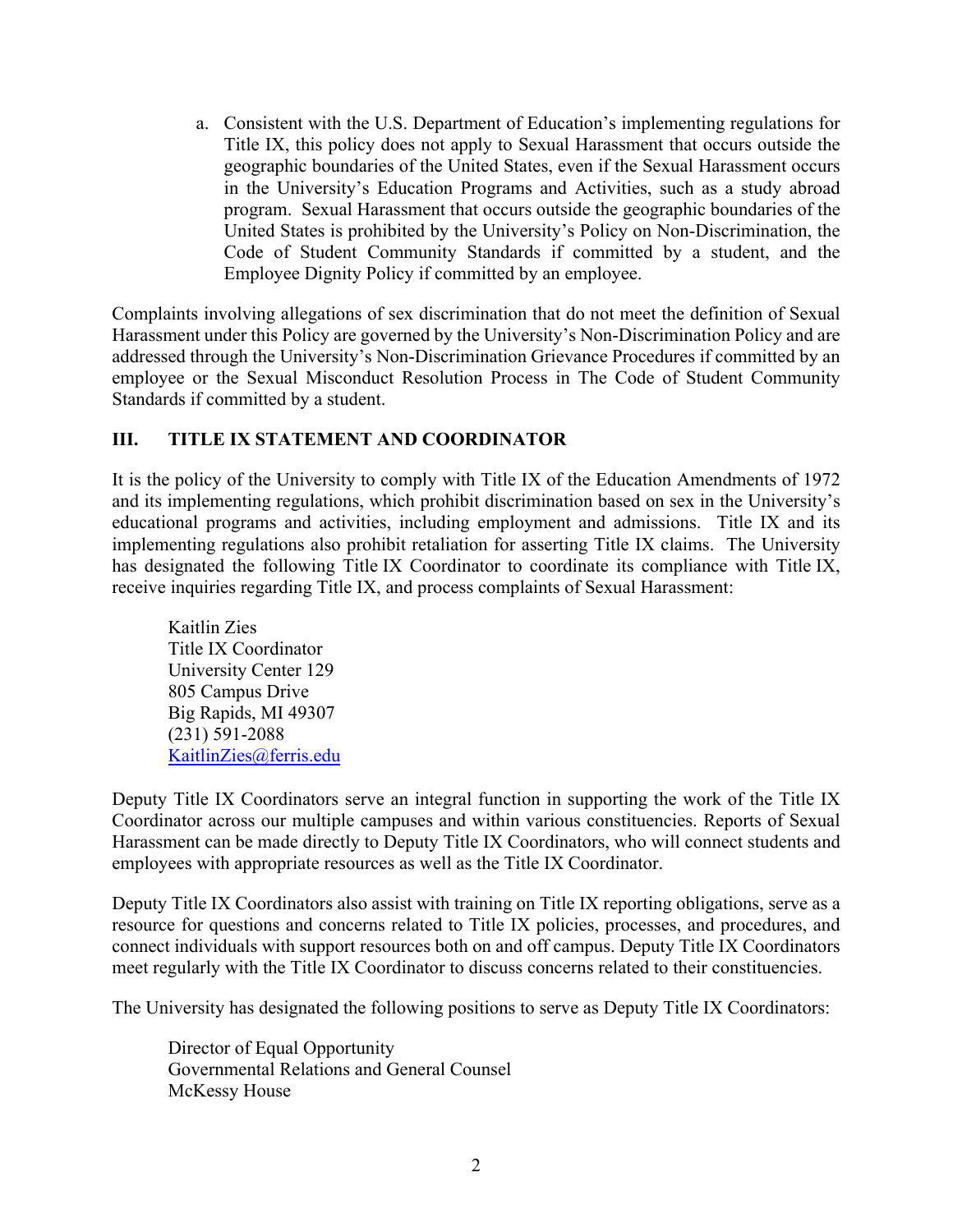a. Consistent with the U.S. Department of Education's implementing regulations for Title IX, this policy does not apply to Sexual Harassment that occurs outside the geographic boundaries of the United States, even if the Sexual Harassment occurs in the University's Education Programs and Activities, such as a study abroad program. Sexual Harassment that occurs outside the geographic boundaries of the United States is prohibited by the University's Policy on Non-Discrimination, the Code of Student Community Standards if committed by a student, and the Employee Dignity Policy if committed by an employee.

Complaints involving allegations of sex discrimination that do not meet the definition of Sexual Harassment under this Policy are governed by the University's Non-Discrimination Policy and are addressed through the University's Non-Discrimination Grievance Procedures if committed by an employee or the Sexual Misconduct Resolution Process in The Code of Student Community Standards if committed by a student.

## III. TITLE IX STATEMENT AND COORDINATOR

It is the policy of the University to comply with Title IX of the Education Amendments of 1972 and its implementing regulations, which prohibit discrimination based on sex in the University's educational programs and activities, including employment and admissions. Title IX and its implementing regulations also prohibit retaliation for asserting Title IX claims. The University has designated the following Title IX Coordinator to coordinate its compliance with Title IX, receive inquiries regarding Title IX, and process complaints of Sexual Harassment:

Kaitlin Zies
Title IX Coordinator
University Center 129
805 Campus Drive
Big Rapids, MI 49307
(231) 591-2088
KaitlinZies@ferris.edu

Deputy Title IX Coordinators serve an integral function in supporting the work of the Title IX Coordinator across our multiple campuses and within various constituencies. Reports of Sexual Harassment can be made directly to Deputy Title IX Coordinators, who will connect students and employees with appropriate resources as well as the Title IX Coordinator.

Deputy Title IX Coordinators also assist with training on Title IX reporting obligations, serve as a resource for questions and concerns related to Title IX policies, processes, and procedures, and connect individuals with support resources both on and off campus. Deputy Title IX Coordinators meet regularly with the Title IX Coordinator to discuss concerns related to their constituencies.

The University has designated the following positions to serve as Deputy Title IX Coordinators:

Director of Equal Opportunity
Governmental Relations and General Counsel
McKessy House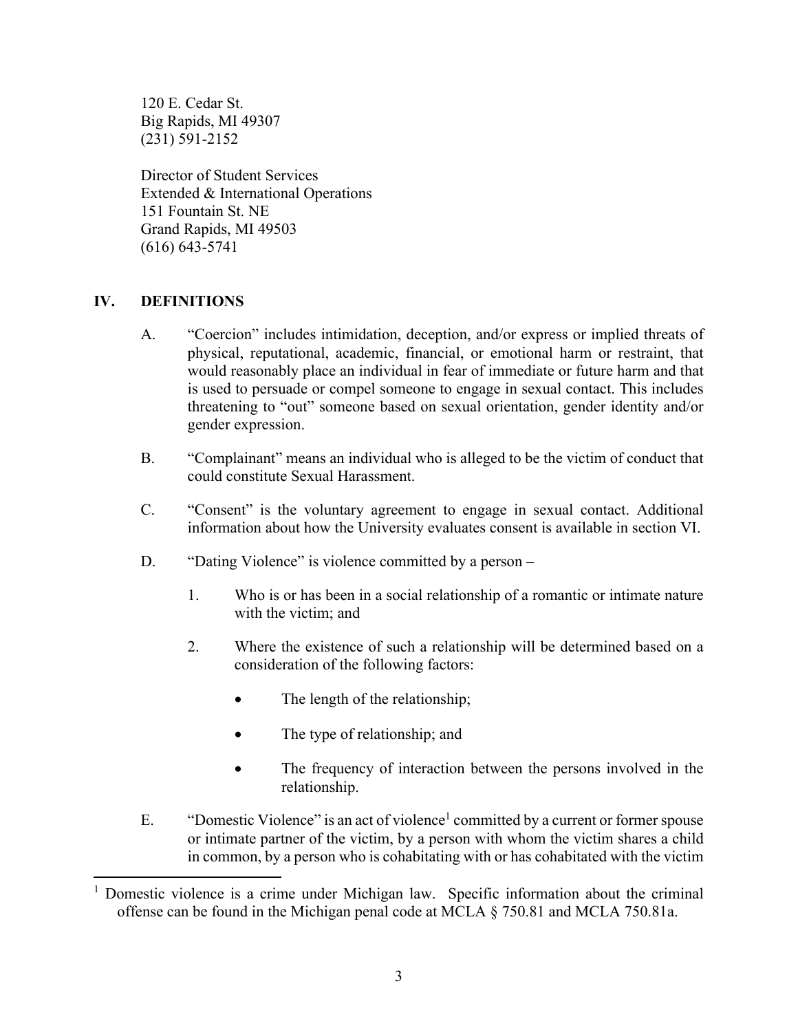120 E. Cedar St.
Big Rapids, MI 49307
(231) 591-2152

Director of Student Services
Extended & International Operations
151 Fountain St. NE
Grand Rapids, MI 49503
(616) 643-5741

## IV. DEFINITIONS

A. "Coercion" includes intimidation, deception, and/or express or implied threats of physical, reputational, academic, financial, or emotional harm or restraint, that would reasonably place an individual in fear of immediate or future harm and that is used to persuade or compel someone to engage in sexual contact. This includes threatening to "out" someone based on sexual orientation, gender identity and/or gender expression.

B. "Complainant" means an individual who is alleged to be the victim of conduct that could constitute Sexual Harassment.

C. "Consent" is the voluntary agreement to engage in sexual contact. Additional information about how the University evaluates consent is available in section VI.

D. "Dating Violence" is violence committed by a person –

1. Who is or has been in a social relationship of a romantic or intimate nature with the victim; and

2. Where the existence of such a relationship will be determined based on a consideration of the following factors:

   - The length of the relationship;
   - The type of relationship; and
   - The frequency of interaction between the persons involved in the relationship.

E. "Domestic Violence" is an act of violence[1] committed by a current or former spouse or intimate partner of the victim, by a person with whom the victim shares a child in common, by a person who is cohabitating with or has cohabitated with the victim

[1] Domestic violence is a crime under Michigan law. Specific information about the criminal offense can be found in the Michigan penal code at MCLA § 750.81 and MCLA 750.81a.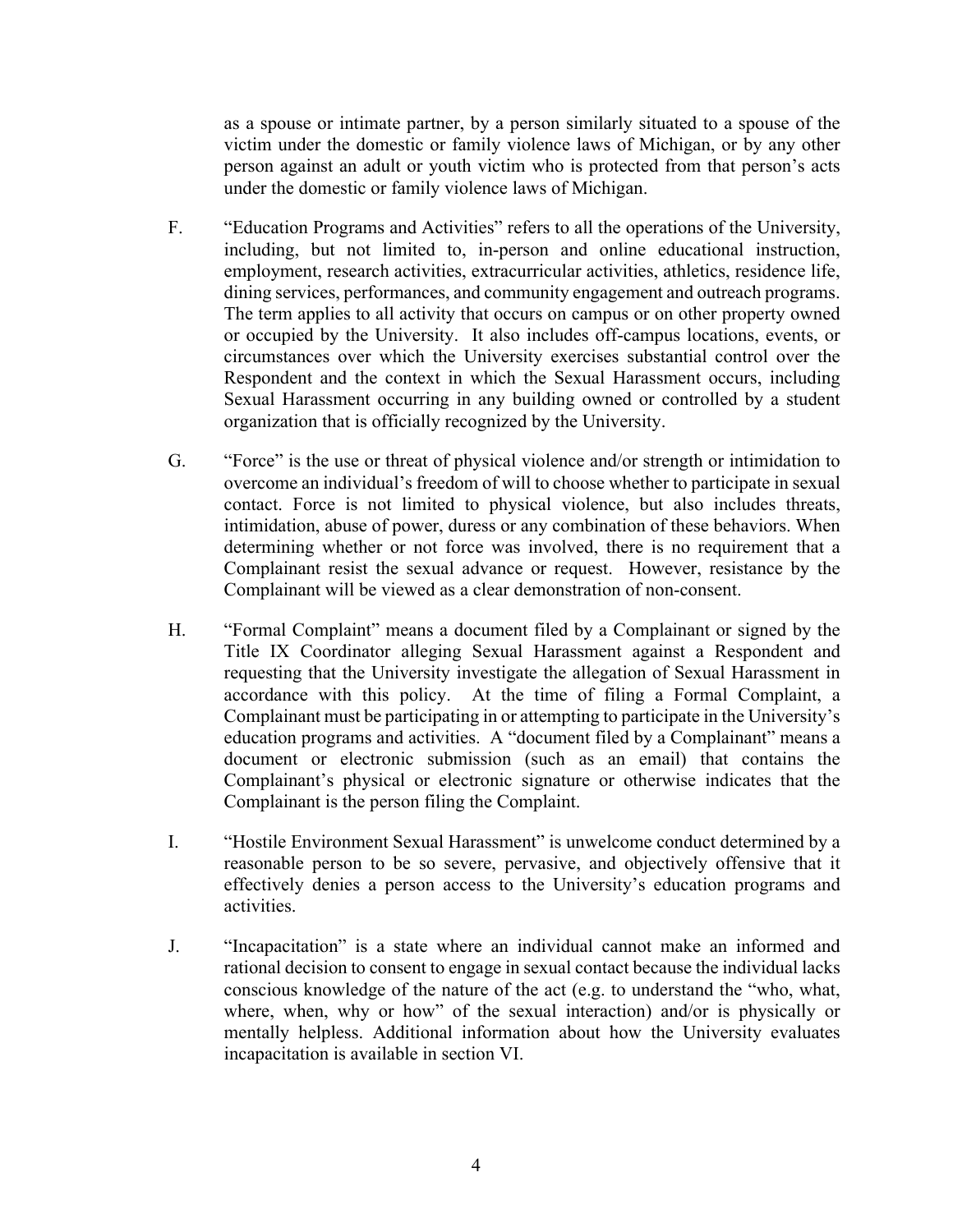as a spouse or intimate partner, by a person similarly situated to a spouse of the victim under the domestic or family violence laws of Michigan, or by any other person against an adult or youth victim who is protected from that person's acts under the domestic or family violence laws of Michigan.

F. "Education Programs and Activities" refers to all the operations of the University, including, but not limited to, in-person and online educational instruction, employment, research activities, extracurricular activities, athletics, residence life, dining services, performances, and community engagement and outreach programs. The term applies to all activity that occurs on campus or on other property owned or occupied by the University. It also includes off-campus locations, events, or circumstances over which the University exercises substantial control over the Respondent and the context in which the Sexual Harassment occurs, including Sexual Harassment occurring in any building owned or controlled by a student organization that is officially recognized by the University.

G. "Force" is the use or threat of physical violence and/or strength or intimidation to overcome an individual's freedom of will to choose whether to participate in sexual contact. Force is not limited to physical violence, but also includes threats, intimidation, abuse of power, duress or any combination of these behaviors. When determining whether or not force was involved, there is no requirement that a Complainant resist the sexual advance or request. However, resistance by the Complainant will be viewed as a clear demonstration of non-consent.

H. "Formal Complaint" means a document filed by a Complainant or signed by the Title IX Coordinator alleging Sexual Harassment against a Respondent and requesting that the University investigate the allegation of Sexual Harassment in accordance with this policy. At the time of filing a Formal Complaint, a Complainant must be participating in or attempting to participate in the University's education programs and activities. A "document filed by a Complainant" means a document or electronic submission (such as an email) that contains the Complainant's physical or electronic signature or otherwise indicates that the Complainant is the person filing the Complaint.

I. "Hostile Environment Sexual Harassment" is unwelcome conduct determined by a reasonable person to be so severe, pervasive, and objectively offensive that it effectively denies a person access to the University's education programs and activities.

J. "Incapacitation" is a state where an individual cannot make an informed and rational decision to consent to engage in sexual contact because the individual lacks conscious knowledge of the nature of the act (e.g. to understand the "who, what, where, when, why or how" of the sexual interaction) and/or is physically or mentally helpless. Additional information about how the University evaluates incapacitation is available in section VI.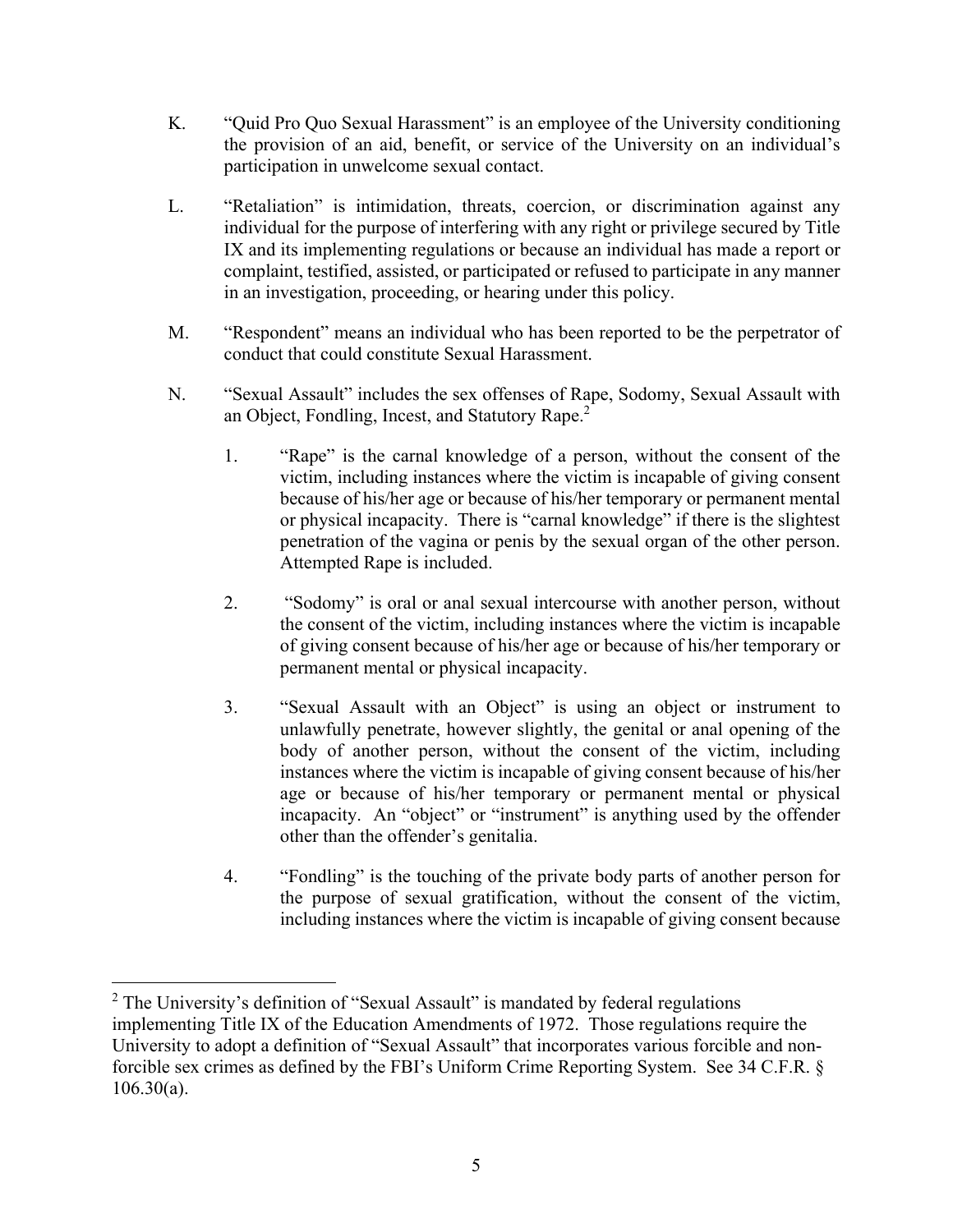K. "Quid Pro Quo Sexual Harassment" is an employee of the University conditioning the provision of an aid, benefit, or service of the University on an individual's participation in unwelcome sexual contact.

L. "Retaliation" is intimidation, threats, coercion, or discrimination against any individual for the purpose of interfering with any right or privilege secured by Title IX and its implementing regulations or because an individual has made a report or complaint, testified, assisted, or participated or refused to participate in any manner in an investigation, proceeding, or hearing under this policy.

M. "Respondent" means an individual who has been reported to be the perpetrator of conduct that could constitute Sexual Harassment.

N. "Sexual Assault" includes the sex offenses of Rape, Sodomy, Sexual Assault with an Object, Fondling, Incest, and Statutory Rape.[2]

1. "Rape" is the carnal knowledge of a person, without the consent of the victim, including instances where the victim is incapable of giving consent because of his/her age or because of his/her temporary or permanent mental or physical incapacity. There is "carnal knowledge" if there is the slightest penetration of the vagina or penis by the sexual organ of the other person. Attempted Rape is included.

2. "Sodomy" is oral or anal sexual intercourse with another person, without the consent of the victim, including instances where the victim is incapable of giving consent because of his/her age or because of his/her temporary or permanent mental or physical incapacity.

3. "Sexual Assault with an Object" is using an object or instrument to unlawfully penetrate, however slightly, the genital or anal opening of the body of another person, without the consent of the victim, including instances where the victim is incapable of giving consent because of his/her age or because of his/her temporary or permanent mental or physical incapacity. An "object" or "instrument" is anything used by the offender other than the offender's genitalia.

4. "Fondling" is the touching of the private body parts of another person for the purpose of sexual gratification, without the consent of the victim, including instances where the victim is incapable of giving consent because

---

[2] The University's definition of "Sexual Assault" is mandated by federal regulations implementing Title IX of the Education Amendments of 1972. Those regulations require the University to adopt a definition of "Sexual Assault" that incorporates various forcible and non-forcible sex crimes as defined by the FBI's Uniform Crime Reporting System. See 34 C.F.R. § 106.30(a).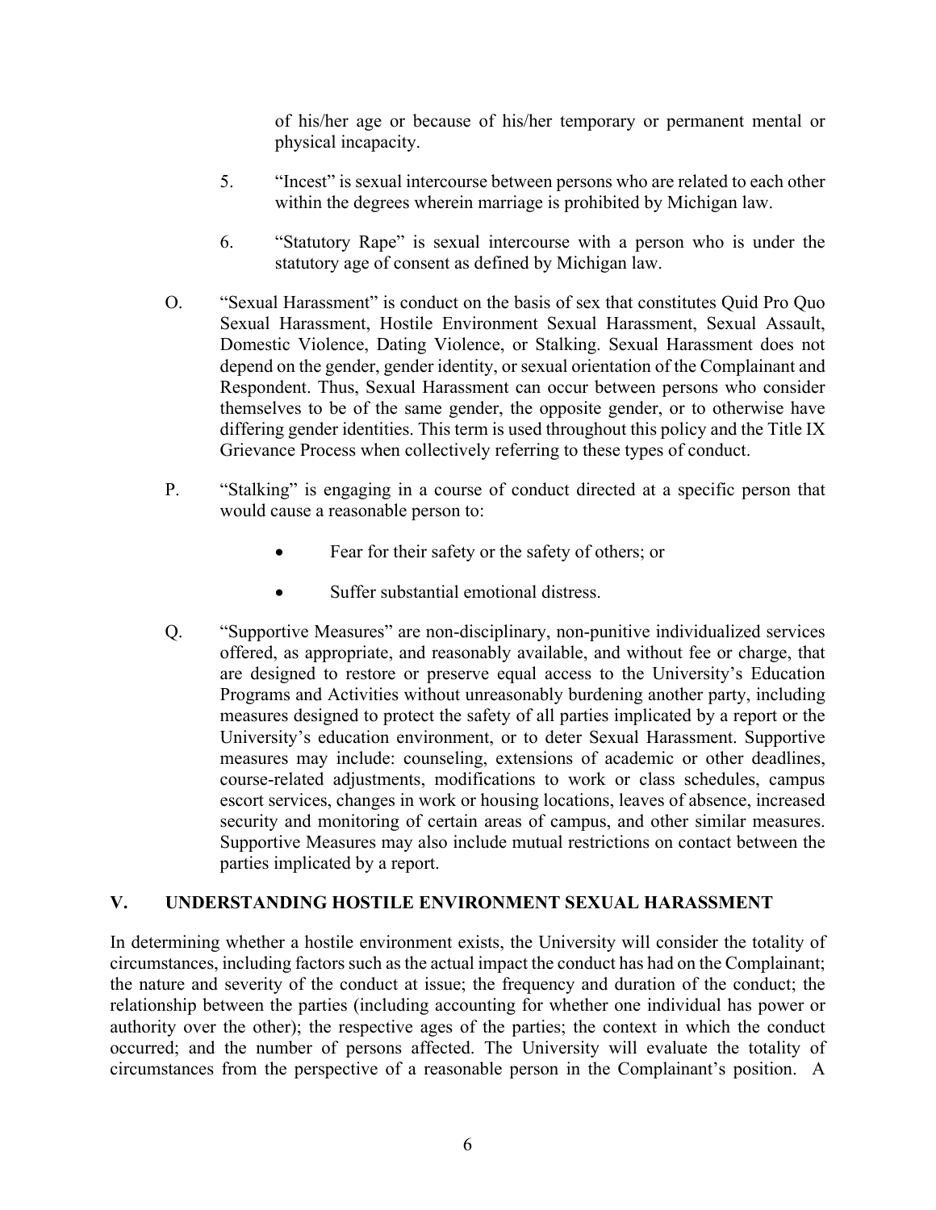of his/her age or because of his/her temporary or permanent mental or physical incapacity.

5. "Incest" is sexual intercourse between persons who are related to each other within the degrees wherein marriage is prohibited by Michigan law.

6. "Statutory Rape" is sexual intercourse with a person who is under the statutory age of consent as defined by Michigan law.

O. "Sexual Harassment" is conduct on the basis of sex that constitutes Quid Pro Quo Sexual Harassment, Hostile Environment Sexual Harassment, Sexual Assault, Domestic Violence, Dating Violence, or Stalking. Sexual Harassment does not depend on the gender, gender identity, or sexual orientation of the Complainant and Respondent. Thus, Sexual Harassment can occur between persons who consider themselves to be of the same gender, the opposite gender, or to otherwise have differing gender identities. This term is used throughout this policy and the Title IX Grievance Process when collectively referring to these types of conduct.

P. "Stalking" is engaging in a course of conduct directed at a specific person that would cause a reasonable person to:

- Fear for their safety or the safety of others; or
- Suffer substantial emotional distress.

Q. "Supportive Measures" are non-disciplinary, non-punitive individualized services offered, as appropriate, and reasonably available, and without fee or charge, that are designed to restore or preserve equal access to the University's Education Programs and Activities without unreasonably burdening another party, including measures designed to protect the safety of all parties implicated by a report or the University's education environment, or to deter Sexual Harassment. Supportive measures may include: counseling, extensions of academic or other deadlines, course-related adjustments, modifications to work or class schedules, campus escort services, changes in work or housing locations, leaves of absence, increased security and monitoring of certain areas of campus, and other similar measures. Supportive Measures may also include mutual restrictions on contact between the parties implicated by a report.

## V. UNDERSTANDING HOSTILE ENVIRONMENT SEXUAL HARASSMENT

In determining whether a hostile environment exists, the University will consider the totality of circumstances, including factors such as the actual impact the conduct has had on the Complainant; the nature and severity of the conduct at issue; the frequency and duration of the conduct; the relationship between the parties (including accounting for whether one individual has power or authority over the other); the respective ages of the parties; the context in which the conduct occurred; and the number of persons affected. The University will evaluate the totality of circumstances from the perspective of a reasonable person in the Complainant's position. A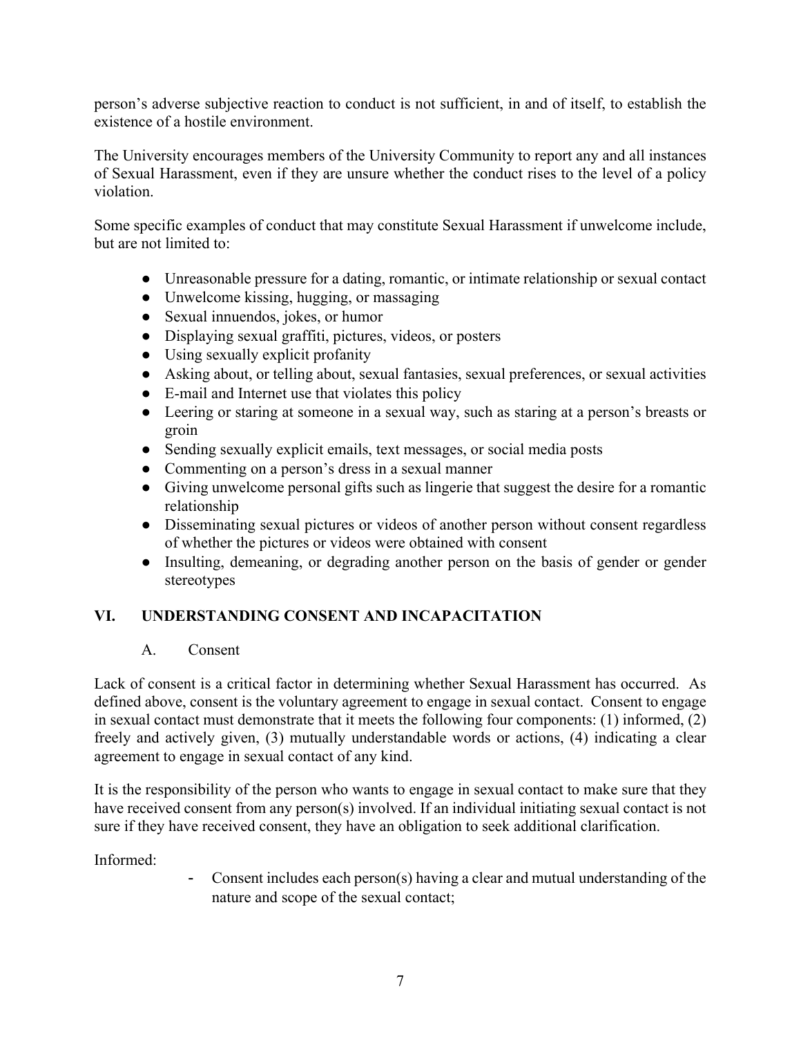person's adverse subjective reaction to conduct is not sufficient, in and of itself, to establish the existence of a hostile environment.

The University encourages members of the University Community to report any and all instances of Sexual Harassment, even if they are unsure whether the conduct rises to the level of a policy violation.

Some specific examples of conduct that may constitute Sexual Harassment if unwelcome include, but are not limited to:

- Unreasonable pressure for a dating, romantic, or intimate relationship or sexual contact
- Unwelcome kissing, hugging, or massaging
- Sexual innuendos, jokes, or humor
- Displaying sexual graffiti, pictures, videos, or posters
- Using sexually explicit profanity
- Asking about, or telling about, sexual fantasies, sexual preferences, or sexual activities
- E-mail and Internet use that violates this policy
- Leering or staring at someone in a sexual way, such as staring at a person's breasts or groin
- Sending sexually explicit emails, text messages, or social media posts
- Commenting on a person's dress in a sexual manner
- Giving unwelcome personal gifts such as lingerie that suggest the desire for a romantic relationship
- Disseminating sexual pictures or videos of another person without consent regardless of whether the pictures or videos were obtained with consent
- Insulting, demeaning, or degrading another person on the basis of gender or gender stereotypes

## VI. UNDERSTANDING CONSENT AND INCAPACITATION

### A. Consent

Lack of consent is a critical factor in determining whether Sexual Harassment has occurred. As defined above, consent is the voluntary agreement to engage in sexual contact. Consent to engage in sexual contact must demonstrate that it meets the following four components: (1) informed, (2) freely and actively given, (3) mutually understandable words or actions, (4) indicating a clear agreement to engage in sexual contact of any kind.

It is the responsibility of the person who wants to engage in sexual contact to make sure that they have received consent from any person(s) involved. If an individual initiating sexual contact is not sure if they have received consent, they have an obligation to seek additional clarification.

Informed:

- Consent includes each person(s) having a clear and mutual understanding of the nature and scope of the sexual contact;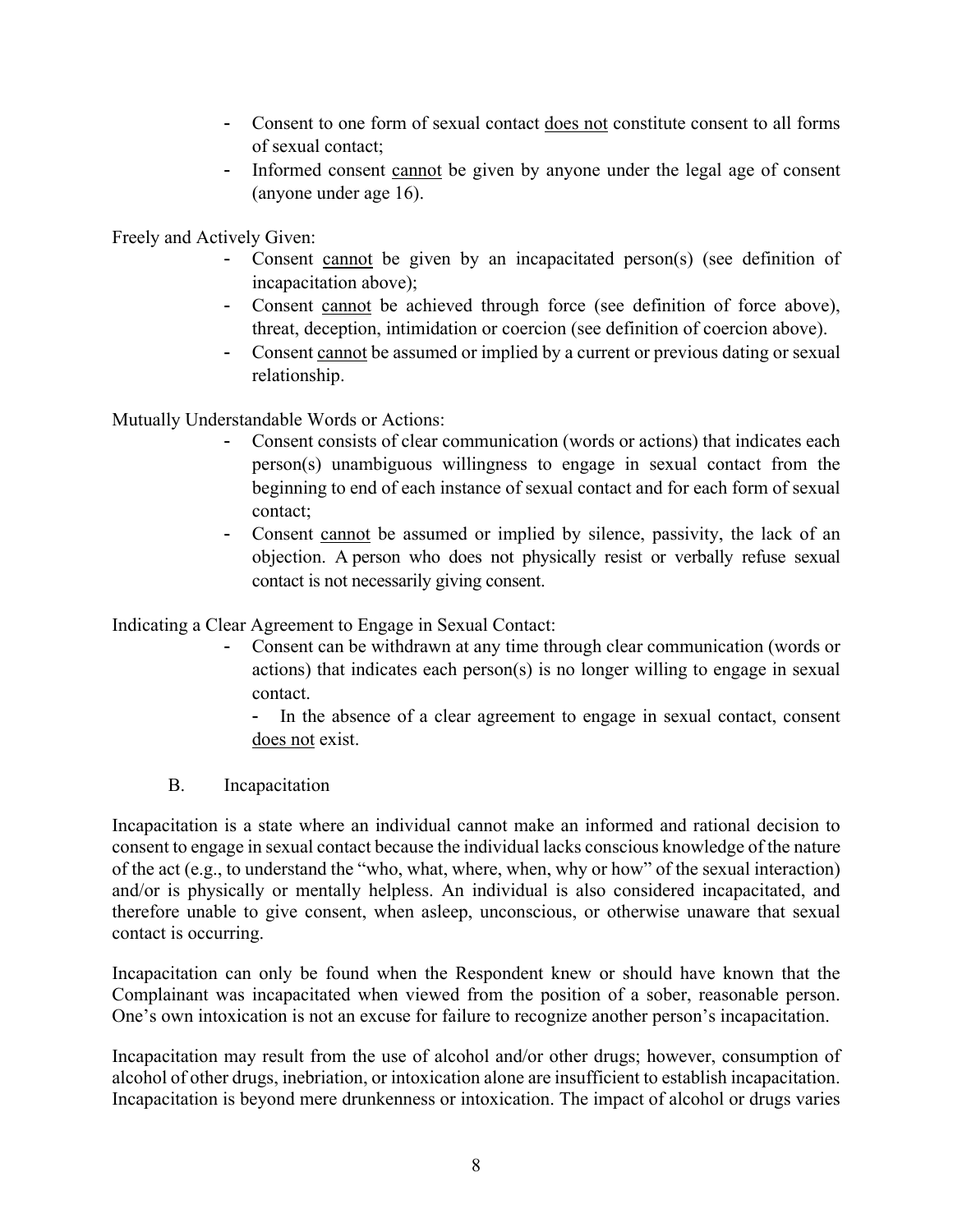- Consent to one form of sexual contact <u>does not</u> constitute consent to all forms of sexual contact;
- Informed consent <u>cannot</u> be given by anyone under the legal age of consent (anyone under age 16).

Freely and Actively Given:

- Consent <u>cannot</u> be given by an incapacitated person(s) (see definition of incapacitation above);
- Consent <u>cannot</u> be achieved through force (see definition of force above), threat, deception, intimidation or coercion (see definition of coercion above).
- Consent <u>cannot</u> be assumed or implied by a current or previous dating or sexual relationship.

Mutually Understandable Words or Actions:

- Consent consists of clear communication (words or actions) that indicates each person(s) unambiguous willingness to engage in sexual contact from the beginning to end of each instance of sexual contact and for each form of sexual contact;
- Consent <u>cannot</u> be assumed or implied by silence, passivity, the lack of an objection. A person who does not physically resist or verbally refuse sexual contact is not necessarily giving consent.

Indicating a Clear Agreement to Engage in Sexual Contact:

- Consent can be withdrawn at any time through clear communication (words or actions) that indicates each person(s) is no longer willing to engage in sexual contact.
- In the absence of a clear agreement to engage in sexual contact, consent <u>does not</u> exist.

### B. Incapacitation

Incapacitation is a state where an individual cannot make an informed and rational decision to consent to engage in sexual contact because the individual lacks conscious knowledge of the nature of the act (e.g., to understand the "who, what, where, when, why or how" of the sexual interaction) and/or is physically or mentally helpless. An individual is also considered incapacitated, and therefore unable to give consent, when asleep, unconscious, or otherwise unaware that sexual contact is occurring.

Incapacitation can only be found when the Respondent knew or should have known that the Complainant was incapacitated when viewed from the position of a sober, reasonable person. One's own intoxication is not an excuse for failure to recognize another person's incapacitation.

Incapacitation may result from the use of alcohol and/or other drugs; however, consumption of alcohol of other drugs, inebriation, or intoxication alone are insufficient to establish incapacitation. Incapacitation is beyond mere drunkenness or intoxication. The impact of alcohol or drugs varies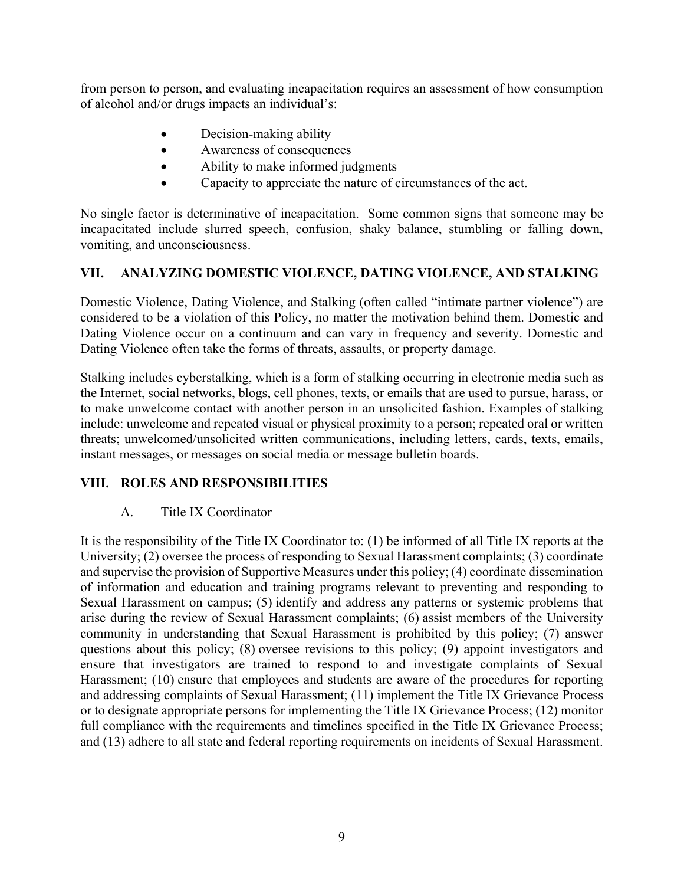from person to person, and evaluating incapacitation requires an assessment of how consumption of alcohol and/or drugs impacts an individual's:

- Decision-making ability
- Awareness of consequences
- Ability to make informed judgments
- Capacity to appreciate the nature of circumstances of the act.

No single factor is determinative of incapacitation. Some common signs that someone may be incapacitated include slurred speech, confusion, shaky balance, stumbling or falling down, vomiting, and unconsciousness.

## VII. ANALYZING DOMESTIC VIOLENCE, DATING VIOLENCE, AND STALKING

Domestic Violence, Dating Violence, and Stalking (often called "intimate partner violence") are considered to be a violation of this Policy, no matter the motivation behind them. Domestic and Dating Violence occur on a continuum and can vary in frequency and severity. Domestic and Dating Violence often take the forms of threats, assaults, or property damage.

Stalking includes cyberstalking, which is a form of stalking occurring in electronic media such as the Internet, social networks, blogs, cell phones, texts, or emails that are used to pursue, harass, or to make unwelcome contact with another person in an unsolicited fashion. Examples of stalking include: unwelcome and repeated visual or physical proximity to a person; repeated oral or written threats; unwelcomed/unsolicited written communications, including letters, cards, texts, emails, instant messages, or messages on social media or message bulletin boards.

## VIII. ROLES AND RESPONSIBILITIES

### A. Title IX Coordinator

It is the responsibility of the Title IX Coordinator to: (1) be informed of all Title IX reports at the University; (2) oversee the process of responding to Sexual Harassment complaints; (3) coordinate and supervise the provision of Supportive Measures under this policy; (4) coordinate dissemination of information and education and training programs relevant to preventing and responding to Sexual Harassment on campus; (5) identify and address any patterns or systemic problems that arise during the review of Sexual Harassment complaints; (6) assist members of the University community in understanding that Sexual Harassment is prohibited by this policy; (7) answer questions about this policy; (8) oversee revisions to this policy; (9) appoint investigators and ensure that investigators are trained to respond to and investigate complaints of Sexual Harassment; (10) ensure that employees and students are aware of the procedures for reporting and addressing complaints of Sexual Harassment; (11) implement the Title IX Grievance Process or to designate appropriate persons for implementing the Title IX Grievance Process; (12) monitor full compliance with the requirements and timelines specified in the Title IX Grievance Process; and (13) adhere to all state and federal reporting requirements on incidents of Sexual Harassment.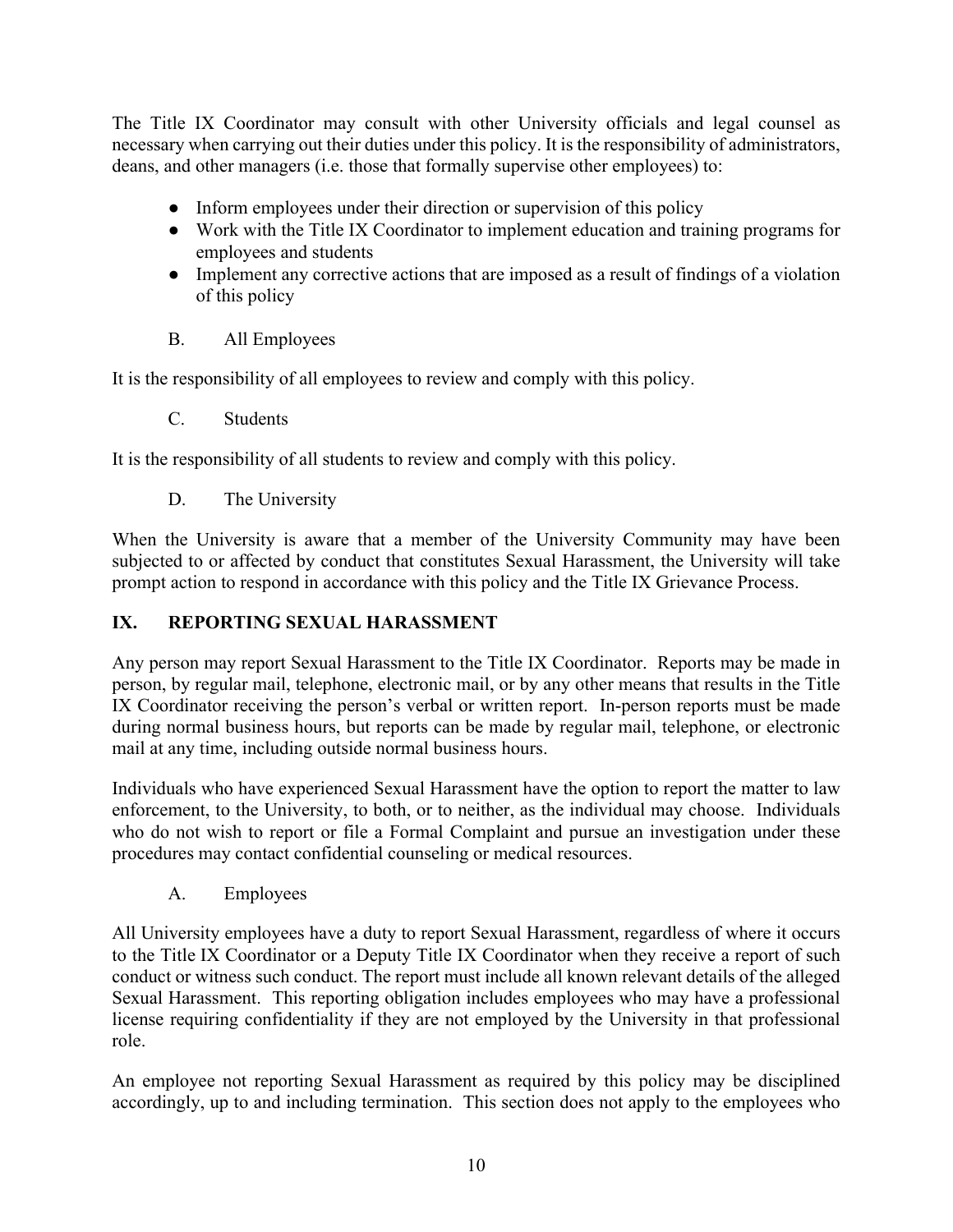The Title IX Coordinator may consult with other University officials and legal counsel as necessary when carrying out their duties under this policy. It is the responsibility of administrators, deans, and other managers (i.e. those that formally supervise other employees) to:

- Inform employees under their direction or supervision of this policy
- Work with the Title IX Coordinator to implement education and training programs for employees and students
- Implement any corrective actions that are imposed as a result of findings of a violation of this policy

B. All Employees

It is the responsibility of all employees to review and comply with this policy.

C. Students

It is the responsibility of all students to review and comply with this policy.

D. The University

When the University is aware that a member of the University Community may have been subjected to or affected by conduct that constitutes Sexual Harassment, the University will take prompt action to respond in accordance with this policy and the Title IX Grievance Process.

## IX. REPORTING SEXUAL HARASSMENT

Any person may report Sexual Harassment to the Title IX Coordinator. Reports may be made in person, by regular mail, telephone, electronic mail, or by any other means that results in the Title IX Coordinator receiving the person's verbal or written report. In-person reports must be made during normal business hours, but reports can be made by regular mail, telephone, or electronic mail at any time, including outside normal business hours.

Individuals who have experienced Sexual Harassment have the option to report the matter to law enforcement, to the University, to both, or to neither, as the individual may choose. Individuals who do not wish to report or file a Formal Complaint and pursue an investigation under these procedures may contact confidential counseling or medical resources.

A. Employees

All University employees have a duty to report Sexual Harassment, regardless of where it occurs to the Title IX Coordinator or a Deputy Title IX Coordinator when they receive a report of such conduct or witness such conduct. The report must include all known relevant details of the alleged Sexual Harassment. This reporting obligation includes employees who may have a professional license requiring confidentiality if they are not employed by the University in that professional role.

An employee not reporting Sexual Harassment as required by this policy may be disciplined accordingly, up to and including termination. This section does not apply to the employees who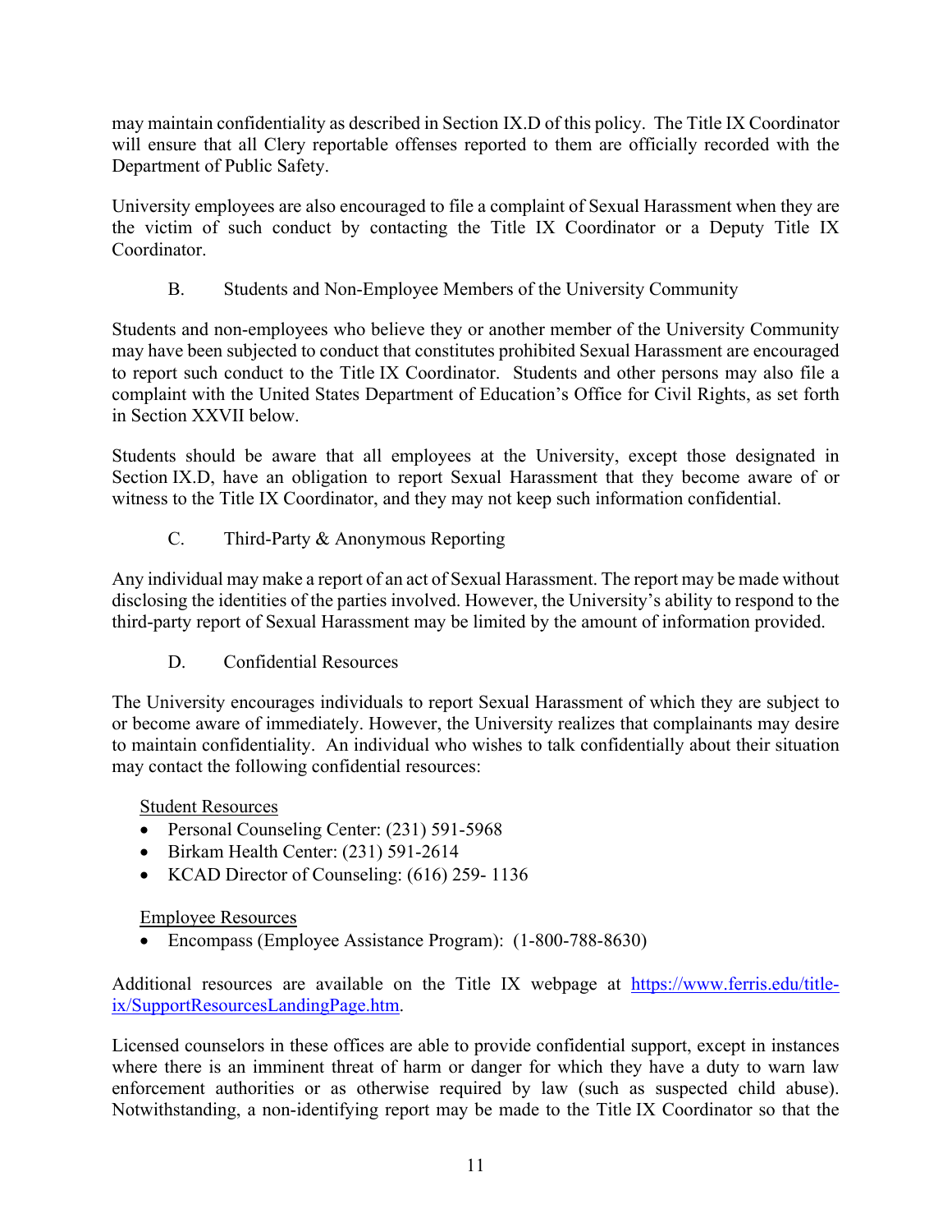may maintain confidentiality as described in Section IX.D of this policy. The Title IX Coordinator will ensure that all Clery reportable offenses reported to them are officially recorded with the Department of Public Safety.

University employees are also encouraged to file a complaint of Sexual Harassment when they are the victim of such conduct by contacting the Title IX Coordinator or a Deputy Title IX Coordinator.

### B. Students and Non-Employee Members of the University Community

Students and non-employees who believe they or another member of the University Community may have been subjected to conduct that constitutes prohibited Sexual Harassment are encouraged to report such conduct to the Title IX Coordinator. Students and other persons may also file a complaint with the United States Department of Education's Office for Civil Rights, as set forth in Section XXVII below.

Students should be aware that all employees at the University, except those designated in Section IX.D, have an obligation to report Sexual Harassment that they become aware of or witness to the Title IX Coordinator, and they may not keep such information confidential.

### C. Third-Party & Anonymous Reporting

Any individual may make a report of an act of Sexual Harassment. The report may be made without disclosing the identities of the parties involved. However, the University's ability to respond to the third-party report of Sexual Harassment may be limited by the amount of information provided.

### D. Confidential Resources

The University encourages individuals to report Sexual Harassment of which they are subject to or become aware of immediately. However, the University realizes that complainants may desire to maintain confidentiality. An individual who wishes to talk confidentially about their situation may contact the following confidential resources:

<u>Student Resources</u>

- Personal Counseling Center: (231) 591-5968
- Birkam Health Center: (231) 591-2614
- KCAD Director of Counseling: (616) 259- 1136

<u>Employee Resources</u>

- Encompass (Employee Assistance Program): (1-800-788-8630)

Additional resources are available on the Title IX webpage at [https://www.ferris.edu/title-ix/SupportResourcesLandingPage.htm](https://www.ferris.edu/title-ix/SupportResourcesLandingPage.htm).

Licensed counselors in these offices are able to provide confidential support, except in instances where there is an imminent threat of harm or danger for which they have a duty to warn law enforcement authorities or as otherwise required by law (such as suspected child abuse). Notwithstanding, a non-identifying report may be made to the Title IX Coordinator so that the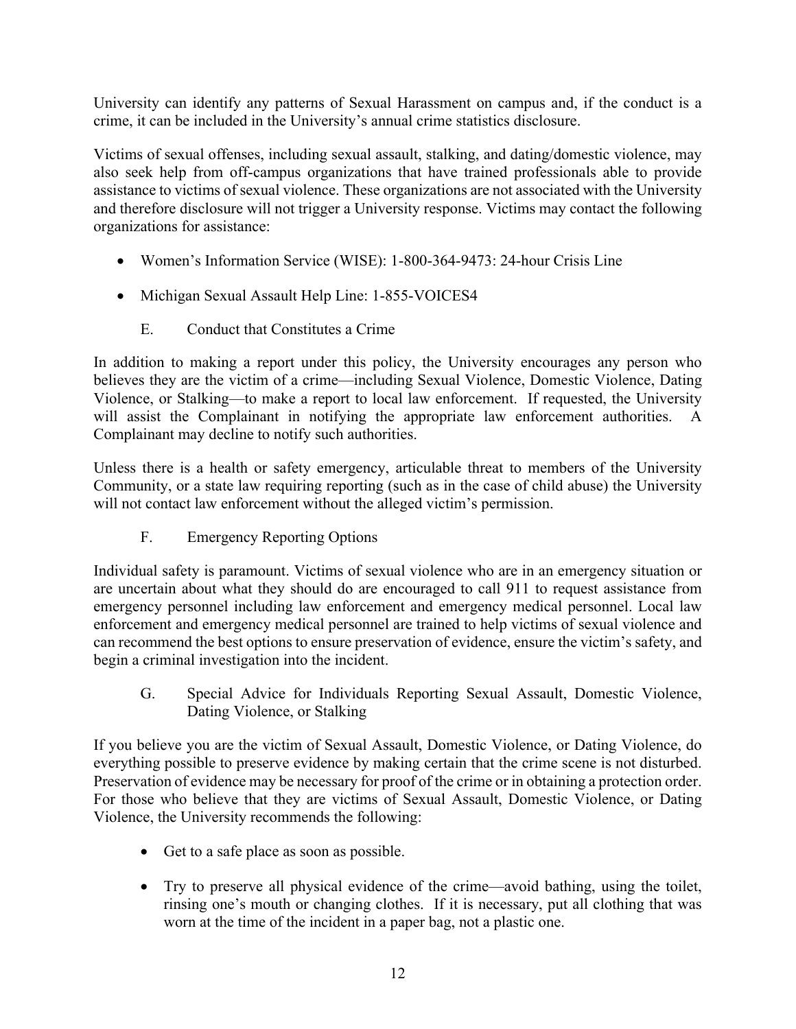University can identify any patterns of Sexual Harassment on campus and, if the conduct is a crime, it can be included in the University's annual crime statistics disclosure.

Victims of sexual offenses, including sexual assault, stalking, and dating/domestic violence, may also seek help from off-campus organizations that have trained professionals able to provide assistance to victims of sexual violence. These organizations are not associated with the University and therefore disclosure will not trigger a University response. Victims may contact the following organizations for assistance:

- Women's Information Service (WISE): 1-800-364-9473: 24-hour Crisis Line
- Michigan Sexual Assault Help Line: 1-855-VOICES4

### E. Conduct that Constitutes a Crime

In addition to making a report under this policy, the University encourages any person who believes they are the victim of a crime—including Sexual Violence, Domestic Violence, Dating Violence, or Stalking—to make a report to local law enforcement. If requested, the University will assist the Complainant in notifying the appropriate law enforcement authorities. A Complainant may decline to notify such authorities.

Unless there is a health or safety emergency, articulable threat to members of the University Community, or a state law requiring reporting (such as in the case of child abuse) the University will not contact law enforcement without the alleged victim's permission.

### F. Emergency Reporting Options

Individual safety is paramount. Victims of sexual violence who are in an emergency situation or are uncertain about what they should do are encouraged to call 911 to request assistance from emergency personnel including law enforcement and emergency medical personnel. Local law enforcement and emergency medical personnel are trained to help victims of sexual violence and can recommend the best options to ensure preservation of evidence, ensure the victim's safety, and begin a criminal investigation into the incident.

### G. Special Advice for Individuals Reporting Sexual Assault, Domestic Violence, Dating Violence, or Stalking

If you believe you are the victim of Sexual Assault, Domestic Violence, or Dating Violence, do everything possible to preserve evidence by making certain that the crime scene is not disturbed. Preservation of evidence may be necessary for proof of the crime or in obtaining a protection order. For those who believe that they are victims of Sexual Assault, Domestic Violence, or Dating Violence, the University recommends the following:

- Get to a safe place as soon as possible.
- Try to preserve all physical evidence of the crime—avoid bathing, using the toilet, rinsing one's mouth or changing clothes. If it is necessary, put all clothing that was worn at the time of the incident in a paper bag, not a plastic one.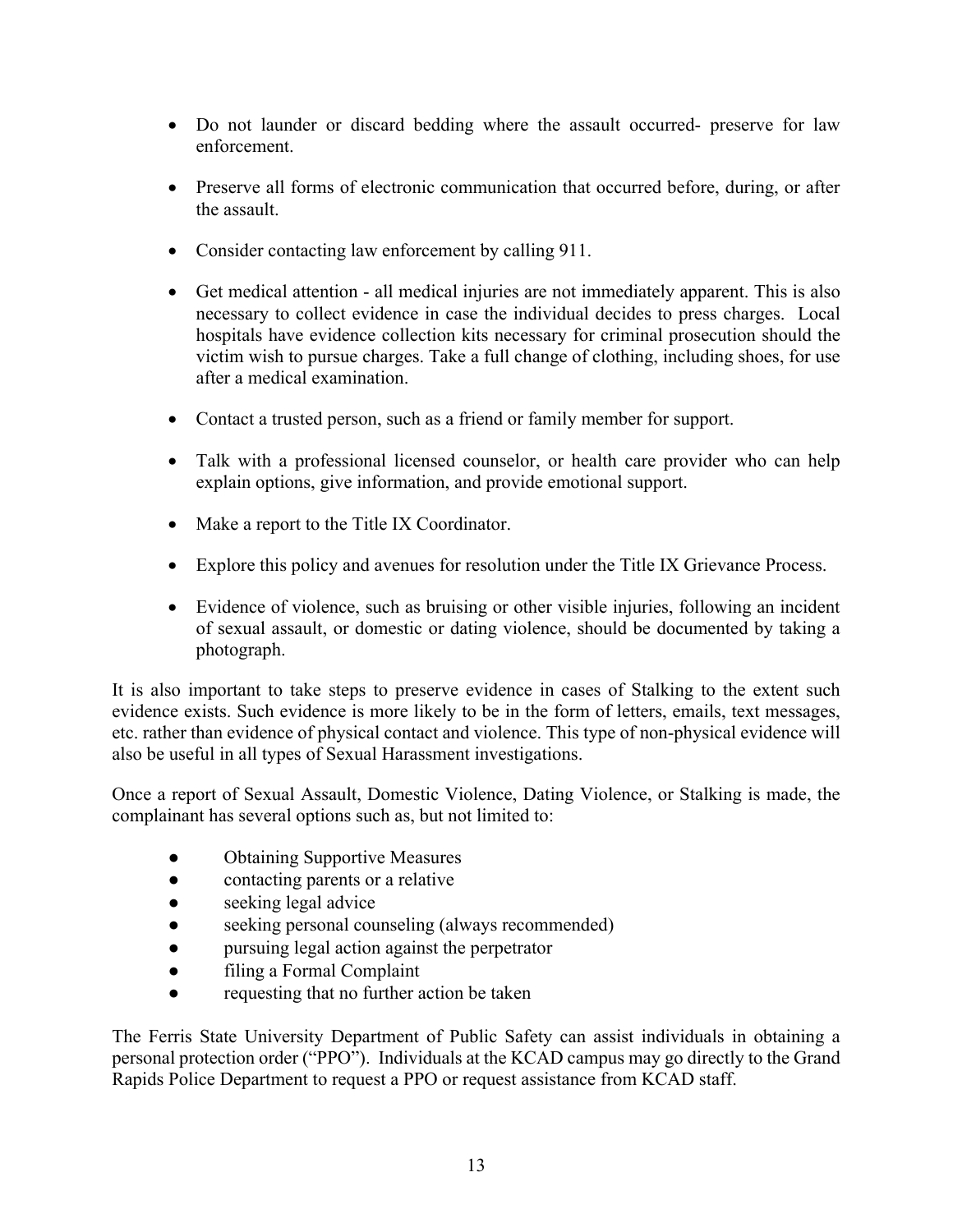- Do not launder or discard bedding where the assault occurred- preserve for law enforcement.
- Preserve all forms of electronic communication that occurred before, during, or after the assault.
- Consider contacting law enforcement by calling 911.
- Get medical attention - all medical injuries are not immediately apparent. This is also necessary to collect evidence in case the individual decides to press charges. Local hospitals have evidence collection kits necessary for criminal prosecution should the victim wish to pursue charges. Take a full change of clothing, including shoes, for use after a medical examination.
- Contact a trusted person, such as a friend or family member for support.
- Talk with a professional licensed counselor, or health care provider who can help explain options, give information, and provide emotional support.
- Make a report to the Title IX Coordinator.
- Explore this policy and avenues for resolution under the Title IX Grievance Process.
- Evidence of violence, such as bruising or other visible injuries, following an incident of sexual assault, or domestic or dating violence, should be documented by taking a photograph.

It is also important to take steps to preserve evidence in cases of Stalking to the extent such evidence exists. Such evidence is more likely to be in the form of letters, emails, text messages, etc. rather than evidence of physical contact and violence. This type of non-physical evidence will also be useful in all types of Sexual Harassment investigations.

Once a report of Sexual Assault, Domestic Violence, Dating Violence, or Stalking is made, the complainant has several options such as, but not limited to:

- Obtaining Supportive Measures
- contacting parents or a relative
- seeking legal advice
- seeking personal counseling (always recommended)
- pursuing legal action against the perpetrator
- filing a Formal Complaint
- requesting that no further action be taken

The Ferris State University Department of Public Safety can assist individuals in obtaining a personal protection order ("PPO"). Individuals at the KCAD campus may go directly to the Grand Rapids Police Department to request a PPO or request assistance from KCAD staff.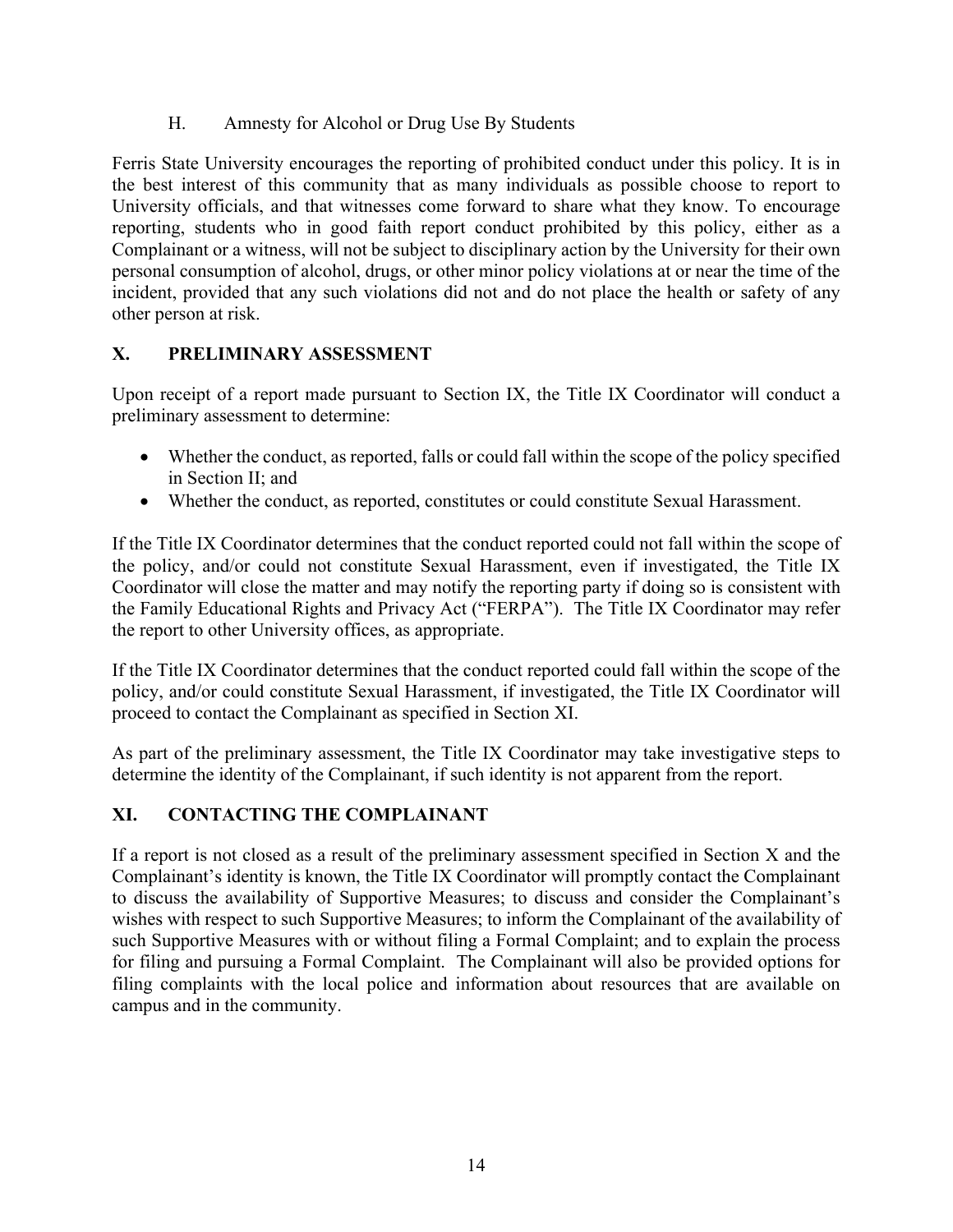### H. Amnesty for Alcohol or Drug Use By Students

Ferris State University encourages the reporting of prohibited conduct under this policy. It is in the best interest of this community that as many individuals as possible choose to report to University officials, and that witnesses come forward to share what they know. To encourage reporting, students who in good faith report conduct prohibited by this policy, either as a Complainant or a witness, will not be subject to disciplinary action by the University for their own personal consumption of alcohol, drugs, or other minor policy violations at or near the time of the incident, provided that any such violations did not and do not place the health or safety of any other person at risk.

## X. PRELIMINARY ASSESSMENT

Upon receipt of a report made pursuant to Section IX, the Title IX Coordinator will conduct a preliminary assessment to determine:

- Whether the conduct, as reported, falls or could fall within the scope of the policy specified in Section II; and
- Whether the conduct, as reported, constitutes or could constitute Sexual Harassment.

If the Title IX Coordinator determines that the conduct reported could not fall within the scope of the policy, and/or could not constitute Sexual Harassment, even if investigated, the Title IX Coordinator will close the matter and may notify the reporting party if doing so is consistent with the Family Educational Rights and Privacy Act ("FERPA"). The Title IX Coordinator may refer the report to other University offices, as appropriate.

If the Title IX Coordinator determines that the conduct reported could fall within the scope of the policy, and/or could constitute Sexual Harassment, if investigated, the Title IX Coordinator will proceed to contact the Complainant as specified in Section XI.

As part of the preliminary assessment, the Title IX Coordinator may take investigative steps to determine the identity of the Complainant, if such identity is not apparent from the report.

## XI. CONTACTING THE COMPLAINANT

If a report is not closed as a result of the preliminary assessment specified in Section X and the Complainant's identity is known, the Title IX Coordinator will promptly contact the Complainant to discuss the availability of Supportive Measures; to discuss and consider the Complainant's wishes with respect to such Supportive Measures; to inform the Complainant of the availability of such Supportive Measures with or without filing a Formal Complaint; and to explain the process for filing and pursuing a Formal Complaint. The Complainant will also be provided options for filing complaints with the local police and information about resources that are available on campus and in the community.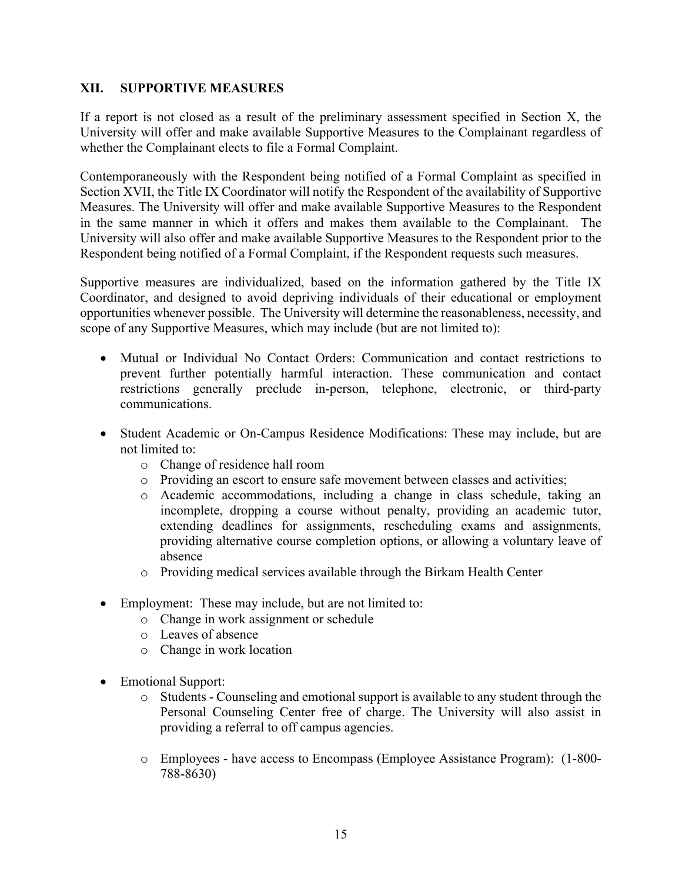## XII. SUPPORTIVE MEASURES

If a report is not closed as a result of the preliminary assessment specified in Section X, the University will offer and make available Supportive Measures to the Complainant regardless of whether the Complainant elects to file a Formal Complaint.

Contemporaneously with the Respondent being notified of a Formal Complaint as specified in Section XVII, the Title IX Coordinator will notify the Respondent of the availability of Supportive Measures. The University will offer and make available Supportive Measures to the Respondent in the same manner in which it offers and makes them available to the Complainant. The University will also offer and make available Supportive Measures to the Respondent prior to the Respondent being notified of a Formal Complaint, if the Respondent requests such measures.

Supportive measures are individualized, based on the information gathered by the Title IX Coordinator, and designed to avoid depriving individuals of their educational or employment opportunities whenever possible. The University will determine the reasonableness, necessity, and scope of any Supportive Measures, which may include (but are not limited to):

- Mutual or Individual No Contact Orders: Communication and contact restrictions to prevent further potentially harmful interaction. These communication and contact restrictions generally preclude in-person, telephone, electronic, or third-party communications.

- Student Academic or On-Campus Residence Modifications: These may include, but are not limited to:
  - Change of residence hall room
  - Providing an escort to ensure safe movement between classes and activities;
  - Academic accommodations, including a change in class schedule, taking an incomplete, dropping a course without penalty, providing an academic tutor, extending deadlines for assignments, rescheduling exams and assignments, providing alternative course completion options, or allowing a voluntary leave of absence
  - Providing medical services available through the Birkam Health Center

- Employment: These may include, but are not limited to:
  - Change in work assignment or schedule
  - Leaves of absence
  - Change in work location

- Emotional Support:
  - Students - Counseling and emotional support is available to any student through the Personal Counseling Center free of charge. The University will also assist in providing a referral to off campus agencies.

  - Employees - have access to Encompass (Employee Assistance Program): (1-800-788-8630)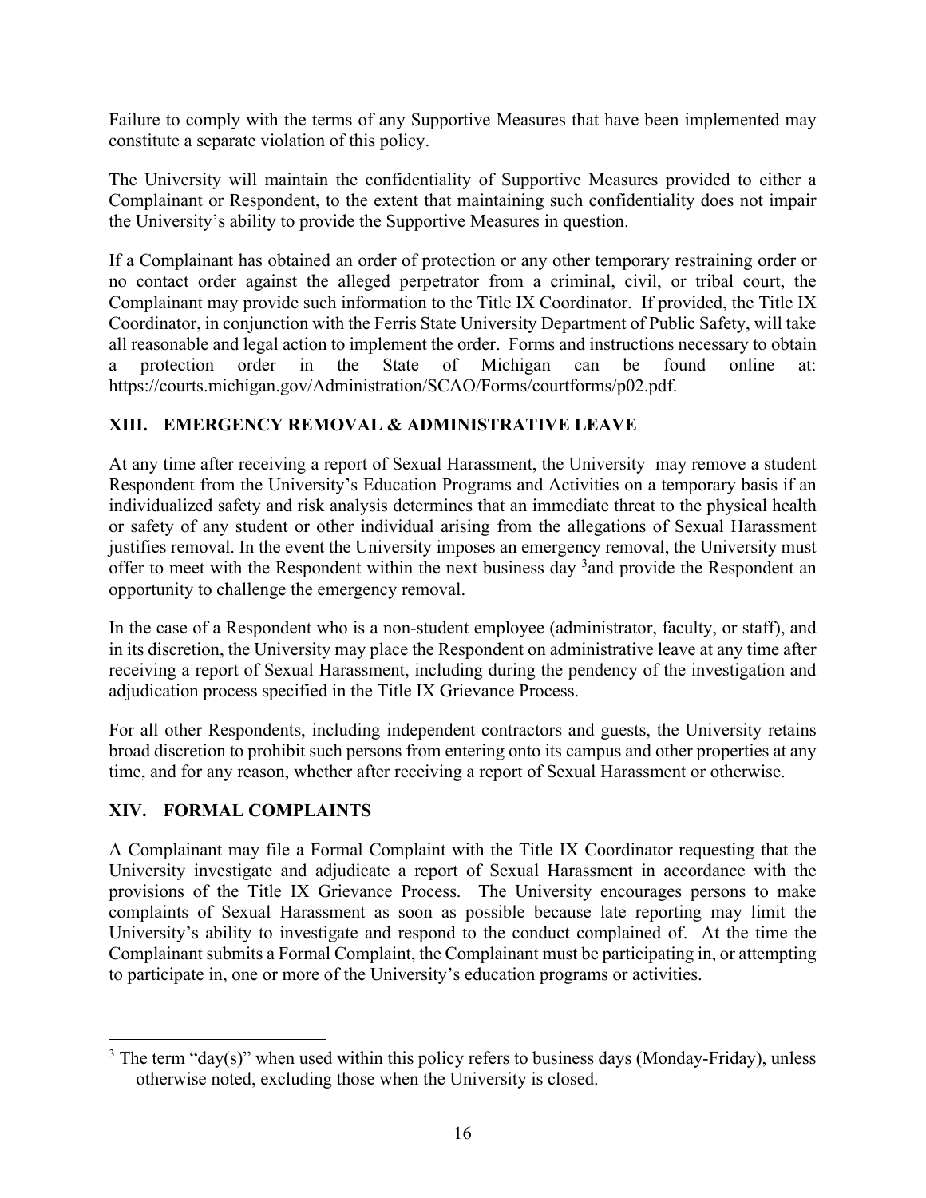Failure to comply with the terms of any Supportive Measures that have been implemented may constitute a separate violation of this policy.

The University will maintain the confidentiality of Supportive Measures provided to either a Complainant or Respondent, to the extent that maintaining such confidentiality does not impair the University's ability to provide the Supportive Measures in question.

If a Complainant has obtained an order of protection or any other temporary restraining order or no contact order against the alleged perpetrator from a criminal, civil, or tribal court, the Complainant may provide such information to the Title IX Coordinator. If provided, the Title IX Coordinator, in conjunction with the Ferris State University Department of Public Safety, will take all reasonable and legal action to implement the order. Forms and instructions necessary to obtain a protection order in the State of Michigan can be found online at: https://courts.michigan.gov/Administration/SCAO/Forms/courtforms/p02.pdf.

## XIII. EMERGENCY REMOVAL & ADMINISTRATIVE LEAVE

At any time after receiving a report of Sexual Harassment, the University may remove a student Respondent from the University's Education Programs and Activities on a temporary basis if an individualized safety and risk analysis determines that an immediate threat to the physical health or safety of any student or other individual arising from the allegations of Sexual Harassment justifies removal. In the event the University imposes an emergency removal, the University must offer to meet with the Respondent within the next business day [3] and provide the Respondent an opportunity to challenge the emergency removal.

In the case of a Respondent who is a non-student employee (administrator, faculty, or staff), and in its discretion, the University may place the Respondent on administrative leave at any time after receiving a report of Sexual Harassment, including during the pendency of the investigation and adjudication process specified in the Title IX Grievance Process.

For all other Respondents, including independent contractors and guests, the University retains broad discretion to prohibit such persons from entering onto its campus and other properties at any time, and for any reason, whether after receiving a report of Sexual Harassment or otherwise.

## XIV. FORMAL COMPLAINTS

A Complainant may file a Formal Complaint with the Title IX Coordinator requesting that the University investigate and adjudicate a report of Sexual Harassment in accordance with the provisions of the Title IX Grievance Process. The University encourages persons to make complaints of Sexual Harassment as soon as possible because late reporting may limit the University's ability to investigate and respond to the conduct complained of. At the time the Complainant submits a Formal Complaint, the Complainant must be participating in, or attempting to participate in, one or more of the University's education programs or activities.

---

[3] The term "day(s)" when used within this policy refers to business days (Monday-Friday), unless otherwise noted, excluding those when the University is closed.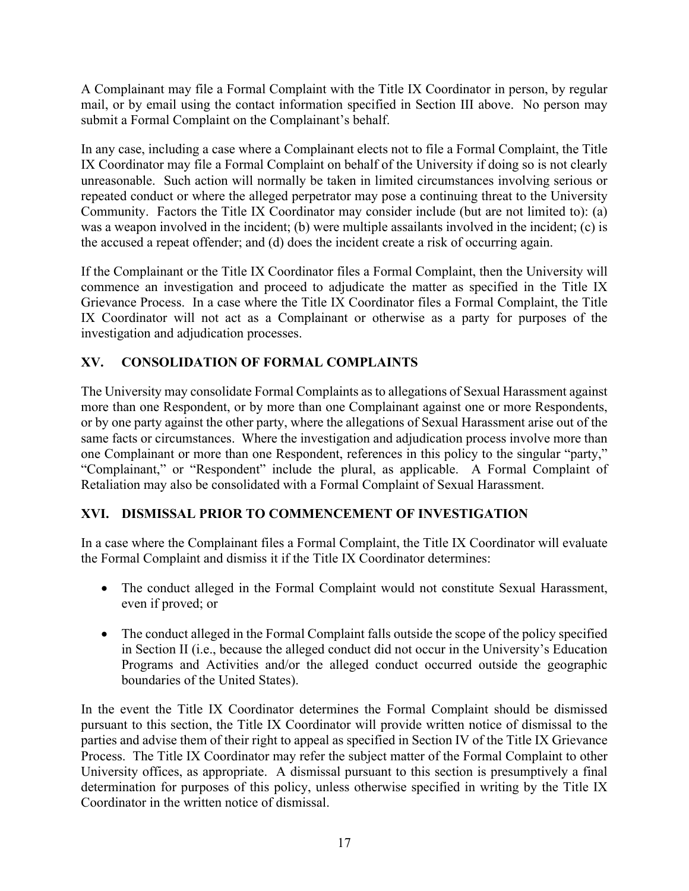A Complainant may file a Formal Complaint with the Title IX Coordinator in person, by regular mail, or by email using the contact information specified in Section III above. No person may submit a Formal Complaint on the Complainant's behalf.

In any case, including a case where a Complainant elects not to file a Formal Complaint, the Title IX Coordinator may file a Formal Complaint on behalf of the University if doing so is not clearly unreasonable. Such action will normally be taken in limited circumstances involving serious or repeated conduct or where the alleged perpetrator may pose a continuing threat to the University Community. Factors the Title IX Coordinator may consider include (but are not limited to): (a) was a weapon involved in the incident; (b) were multiple assailants involved in the incident; (c) is the accused a repeat offender; and (d) does the incident create a risk of occurring again.

If the Complainant or the Title IX Coordinator files a Formal Complaint, then the University will commence an investigation and proceed to adjudicate the matter as specified in the Title IX Grievance Process. In a case where the Title IX Coordinator files a Formal Complaint, the Title IX Coordinator will not act as a Complainant or otherwise as a party for purposes of the investigation and adjudication processes.

## XV. CONSOLIDATION OF FORMAL COMPLAINTS

The University may consolidate Formal Complaints as to allegations of Sexual Harassment against more than one Respondent, or by more than one Complainant against one or more Respondents, or by one party against the other party, where the allegations of Sexual Harassment arise out of the same facts or circumstances. Where the investigation and adjudication process involve more than one Complainant or more than one Respondent, references in this policy to the singular "party," "Complainant," or "Respondent" include the plural, as applicable. A Formal Complaint of Retaliation may also be consolidated with a Formal Complaint of Sexual Harassment.

## XVI. DISMISSAL PRIOR TO COMMENCEMENT OF INVESTIGATION

In a case where the Complainant files a Formal Complaint, the Title IX Coordinator will evaluate the Formal Complaint and dismiss it if the Title IX Coordinator determines:

- The conduct alleged in the Formal Complaint would not constitute Sexual Harassment, even if proved; or
- The conduct alleged in the Formal Complaint falls outside the scope of the policy specified in Section II (i.e., because the alleged conduct did not occur in the University's Education Programs and Activities and/or the alleged conduct occurred outside the geographic boundaries of the United States).

In the event the Title IX Coordinator determines the Formal Complaint should be dismissed pursuant to this section, the Title IX Coordinator will provide written notice of dismissal to the parties and advise them of their right to appeal as specified in Section IV of the Title IX Grievance Process. The Title IX Coordinator may refer the subject matter of the Formal Complaint to other University offices, as appropriate. A dismissal pursuant to this section is presumptively a final determination for purposes of this policy, unless otherwise specified in writing by the Title IX Coordinator in the written notice of dismissal.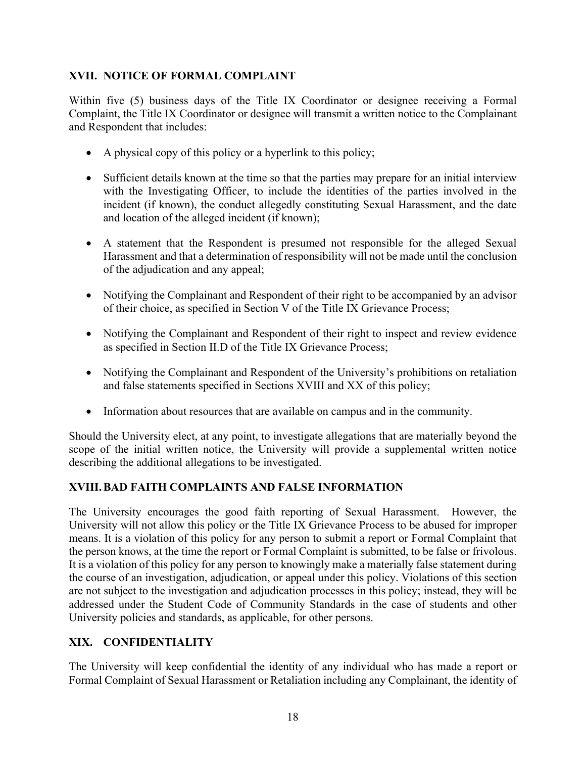## XVII. NOTICE OF FORMAL COMPLAINT

Within five (5) business days of the Title IX Coordinator or designee receiving a Formal Complaint, the Title IX Coordinator or designee will transmit a written notice to the Complainant and Respondent that includes:

- A physical copy of this policy or a hyperlink to this policy;
- Sufficient details known at the time so that the parties may prepare for an initial interview with the Investigating Officer, to include the identities of the parties involved in the incident (if known), the conduct allegedly constituting Sexual Harassment, and the date and location of the alleged incident (if known);
- A statement that the Respondent is presumed not responsible for the alleged Sexual Harassment and that a determination of responsibility will not be made until the conclusion of the adjudication and any appeal;
- Notifying the Complainant and Respondent of their right to be accompanied by an advisor of their choice, as specified in Section V of the Title IX Grievance Process;
- Notifying the Complainant and Respondent of their right to inspect and review evidence as specified in Section II.D of the Title IX Grievance Process;
- Notifying the Complainant and Respondent of the University's prohibitions on retaliation and false statements specified in Sections XVIII and XX of this policy;
- Information about resources that are available on campus and in the community.

Should the University elect, at any point, to investigate allegations that are materially beyond the scope of the initial written notice, the University will provide a supplemental written notice describing the additional allegations to be investigated.

## XVIII. BAD FAITH COMPLAINTS AND FALSE INFORMATION

The University encourages the good faith reporting of Sexual Harassment. However, the University will not allow this policy or the Title IX Grievance Process to be abused for improper means. It is a violation of this policy for any person to submit a report or Formal Complaint that the person knows, at the time the report or Formal Complaint is submitted, to be false or frivolous. It is a violation of this policy for any person to knowingly make a materially false statement during the course of an investigation, adjudication, or appeal under this policy. Violations of this section are not subject to the investigation and adjudication processes in this policy; instead, they will be addressed under the Student Code of Community Standards in the case of students and other University policies and standards, as applicable, for other persons.

## XIX. CONFIDENTIALITY

The University will keep confidential the identity of any individual who has made a report or Formal Complaint of Sexual Harassment or Retaliation including any Complainant, the identity of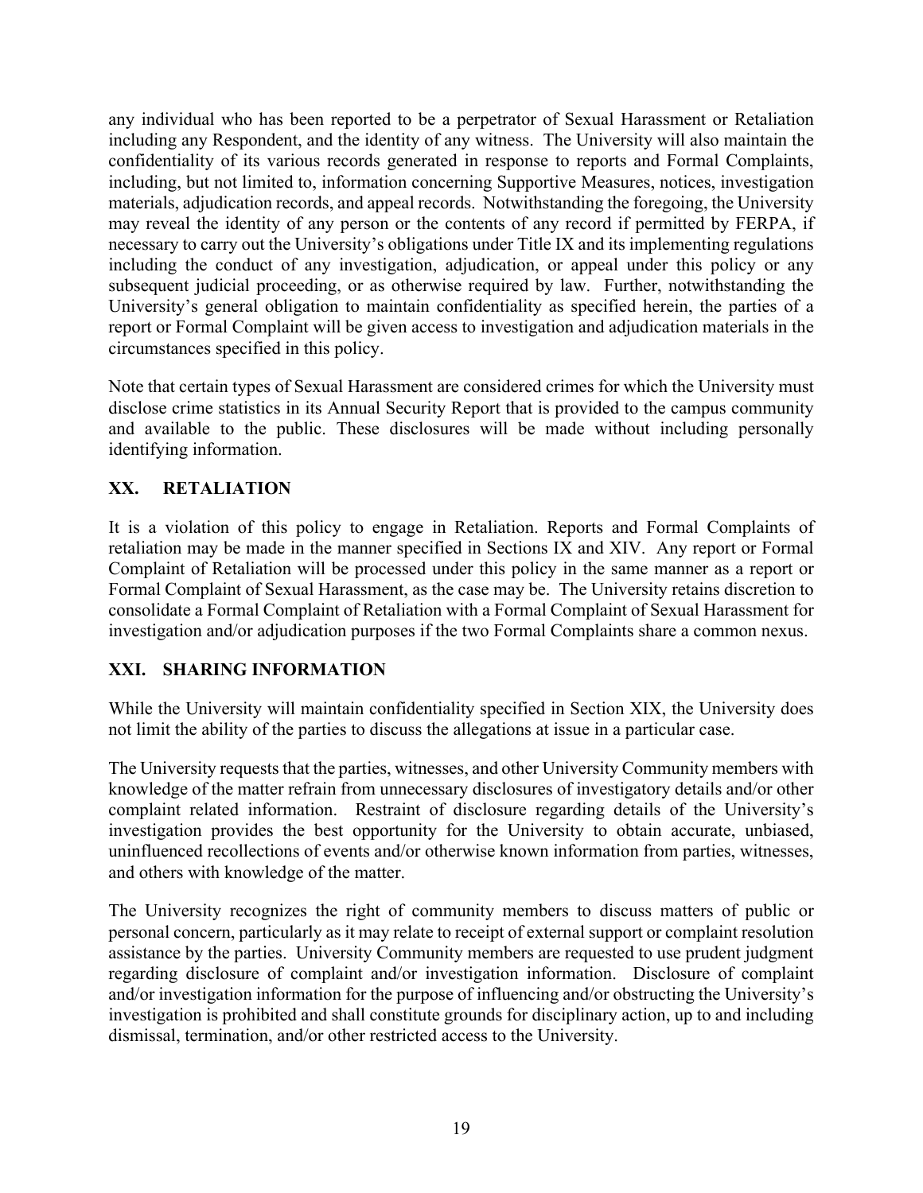any individual who has been reported to be a perpetrator of Sexual Harassment or Retaliation including any Respondent, and the identity of any witness. The University will also maintain the confidentiality of its various records generated in response to reports and Formal Complaints, including, but not limited to, information concerning Supportive Measures, notices, investigation materials, adjudication records, and appeal records. Notwithstanding the foregoing, the University may reveal the identity of any person or the contents of any record if permitted by FERPA, if necessary to carry out the University's obligations under Title IX and its implementing regulations including the conduct of any investigation, adjudication, or appeal under this policy or any subsequent judicial proceeding, or as otherwise required by law. Further, notwithstanding the University's general obligation to maintain confidentiality as specified herein, the parties of a report or Formal Complaint will be given access to investigation and adjudication materials in the circumstances specified in this policy.

Note that certain types of Sexual Harassment are considered crimes for which the University must disclose crime statistics in its Annual Security Report that is provided to the campus community and available to the public. These disclosures will be made without including personally identifying information.

## XX. RETALIATION

It is a violation of this policy to engage in Retaliation. Reports and Formal Complaints of retaliation may be made in the manner specified in Sections IX and XIV. Any report or Formal Complaint of Retaliation will be processed under this policy in the same manner as a report or Formal Complaint of Sexual Harassment, as the case may be. The University retains discretion to consolidate a Formal Complaint of Retaliation with a Formal Complaint of Sexual Harassment for investigation and/or adjudication purposes if the two Formal Complaints share a common nexus.

## XXI. SHARING INFORMATION

While the University will maintain confidentiality specified in Section XIX, the University does not limit the ability of the parties to discuss the allegations at issue in a particular case.

The University requests that the parties, witnesses, and other University Community members with knowledge of the matter refrain from unnecessary disclosures of investigatory details and/or other complaint related information. Restraint of disclosure regarding details of the University's investigation provides the best opportunity for the University to obtain accurate, unbiased, uninfluenced recollections of events and/or otherwise known information from parties, witnesses, and others with knowledge of the matter.

The University recognizes the right of community members to discuss matters of public or personal concern, particularly as it may relate to receipt of external support or complaint resolution assistance by the parties. University Community members are requested to use prudent judgment regarding disclosure of complaint and/or investigation information. Disclosure of complaint and/or investigation information for the purpose of influencing and/or obstructing the University's investigation is prohibited and shall constitute grounds for disciplinary action, up to and including dismissal, termination, and/or other restricted access to the University.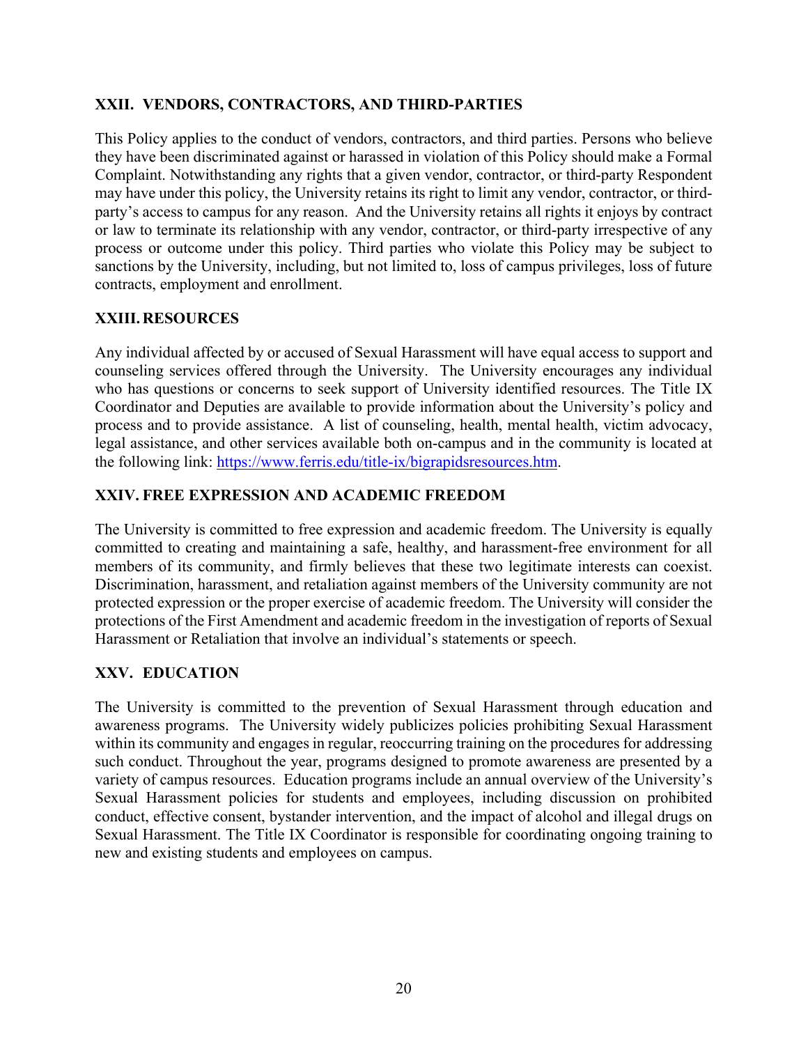## XXII. VENDORS, CONTRACTORS, AND THIRD-PARTIES

This Policy applies to the conduct of vendors, contractors, and third parties. Persons who believe they have been discriminated against or harassed in violation of this Policy should make a Formal Complaint. Notwithstanding any rights that a given vendor, contractor, or third-party Respondent may have under this policy, the University retains its right to limit any vendor, contractor, or third-party's access to campus for any reason. And the University retains all rights it enjoys by contract or law to terminate its relationship with any vendor, contractor, or third-party irrespective of any process or outcome under this policy. Third parties who violate this Policy may be subject to sanctions by the University, including, but not limited to, loss of campus privileges, loss of future contracts, employment and enrollment.

## XXIII. RESOURCES

Any individual affected by or accused of Sexual Harassment will have equal access to support and counseling services offered through the University. The University encourages any individual who has questions or concerns to seek support of University identified resources. The Title IX Coordinator and Deputies are available to provide information about the University's policy and process and to provide assistance. A list of counseling, health, mental health, victim advocacy, legal assistance, and other services available both on-campus and in the community is located at the following link: https://www.ferris.edu/title-ix/bigrapidsresources.htm.

## XXIV. FREE EXPRESSION AND ACADEMIC FREEDOM

The University is committed to free expression and academic freedom. The University is equally committed to creating and maintaining a safe, healthy, and harassment-free environment for all members of its community, and firmly believes that these two legitimate interests can coexist. Discrimination, harassment, and retaliation against members of the University community are not protected expression or the proper exercise of academic freedom. The University will consider the protections of the First Amendment and academic freedom in the investigation of reports of Sexual Harassment or Retaliation that involve an individual's statements or speech.

## XXV. EDUCATION

The University is committed to the prevention of Sexual Harassment through education and awareness programs. The University widely publicizes policies prohibiting Sexual Harassment within its community and engages in regular, reoccurring training on the procedures for addressing such conduct. Throughout the year, programs designed to promote awareness are presented by a variety of campus resources. Education programs include an annual overview of the University's Sexual Harassment policies for students and employees, including discussion on prohibited conduct, effective consent, bystander intervention, and the impact of alcohol and illegal drugs on Sexual Harassment. The Title IX Coordinator is responsible for coordinating ongoing training to new and existing students and employees on campus.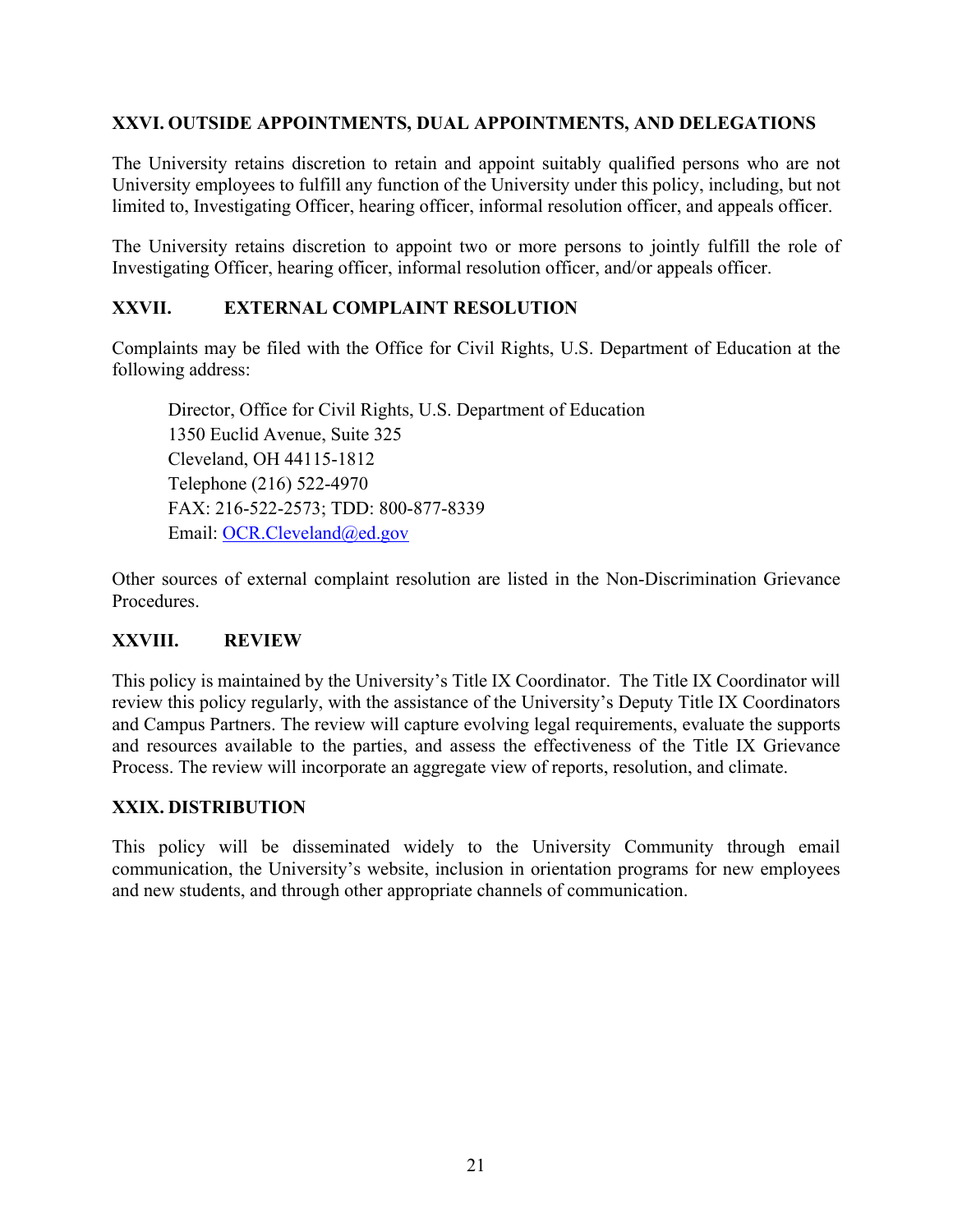## XXVI. OUTSIDE APPOINTMENTS, DUAL APPOINTMENTS, AND DELEGATIONS

The University retains discretion to retain and appoint suitably qualified persons who are not University employees to fulfill any function of the University under this policy, including, but not limited to, Investigating Officer, hearing officer, informal resolution officer, and appeals officer.

The University retains discretion to appoint two or more persons to jointly fulfill the role of Investigating Officer, hearing officer, informal resolution officer, and/or appeals officer.

## XXVII. EXTERNAL COMPLAINT RESOLUTION

Complaints may be filed with the Office for Civil Rights, U.S. Department of Education at the following address:

> Director, Office for Civil Rights, U.S. Department of Education
> 1350 Euclid Avenue, Suite 325
> Cleveland, OH 44115-1812
> Telephone (216) 522-4970
> FAX: 216-522-2573; TDD: 800-877-8339
> Email: OCR.Cleveland@ed.gov

Other sources of external complaint resolution are listed in the Non-Discrimination Grievance Procedures.

## XXVIII. REVIEW

This policy is maintained by the University's Title IX Coordinator. The Title IX Coordinator will review this policy regularly, with the assistance of the University's Deputy Title IX Coordinators and Campus Partners. The review will capture evolving legal requirements, evaluate the supports and resources available to the parties, and assess the effectiveness of the Title IX Grievance Process. The review will incorporate an aggregate view of reports, resolution, and climate.

## XXIX. DISTRIBUTION

This policy will be disseminated widely to the University Community through email communication, the University's website, inclusion in orientation programs for new employees and new students, and through other appropriate channels of communication.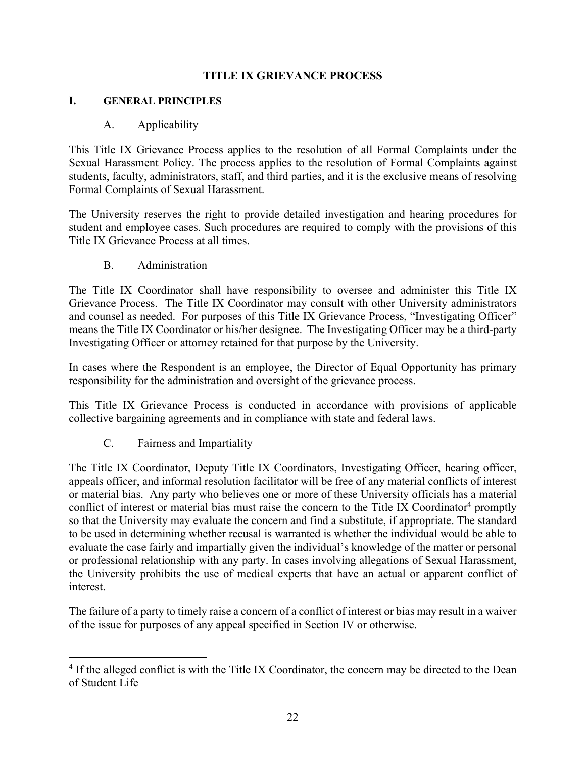# TITLE IX GRIEVANCE PROCESS

## I. GENERAL PRINCIPLES

### A. Applicability

This Title IX Grievance Process applies to the resolution of all Formal Complaints under the Sexual Harassment Policy. The process applies to the resolution of Formal Complaints against students, faculty, administrators, staff, and third parties, and it is the exclusive means of resolving Formal Complaints of Sexual Harassment.

The University reserves the right to provide detailed investigation and hearing procedures for student and employee cases. Such procedures are required to comply with the provisions of this Title IX Grievance Process at all times.

### B. Administration

The Title IX Coordinator shall have responsibility to oversee and administer this Title IX Grievance Process. The Title IX Coordinator may consult with other University administrators and counsel as needed. For purposes of this Title IX Grievance Process, "Investigating Officer" means the Title IX Coordinator or his/her designee. The Investigating Officer may be a third-party Investigating Officer or attorney retained for that purpose by the University.

In cases where the Respondent is an employee, the Director of Equal Opportunity has primary responsibility for the administration and oversight of the grievance process.

This Title IX Grievance Process is conducted in accordance with provisions of applicable collective bargaining agreements and in compliance with state and federal laws.

### C. Fairness and Impartiality

The Title IX Coordinator, Deputy Title IX Coordinators, Investigating Officer, hearing officer, appeals officer, and informal resolution facilitator will be free of any material conflicts of interest or material bias. Any party who believes one or more of these University officials has a material conflict of interest or material bias must raise the concern to the Title IX Coordinator[4] promptly so that the University may evaluate the concern and find a substitute, if appropriate. The standard to be used in determining whether recusal is warranted is whether the individual would be able to evaluate the case fairly and impartially given the individual's knowledge of the matter or personal or professional relationship with any party. In cases involving allegations of Sexual Harassment, the University prohibits the use of medical experts that have an actual or apparent conflict of interest.

The failure of a party to timely raise a concern of a conflict of interest or bias may result in a waiver of the issue for purposes of any appeal specified in Section IV or otherwise.

---

[4] If the alleged conflict is with the Title IX Coordinator, the concern may be directed to the Dean of Student Life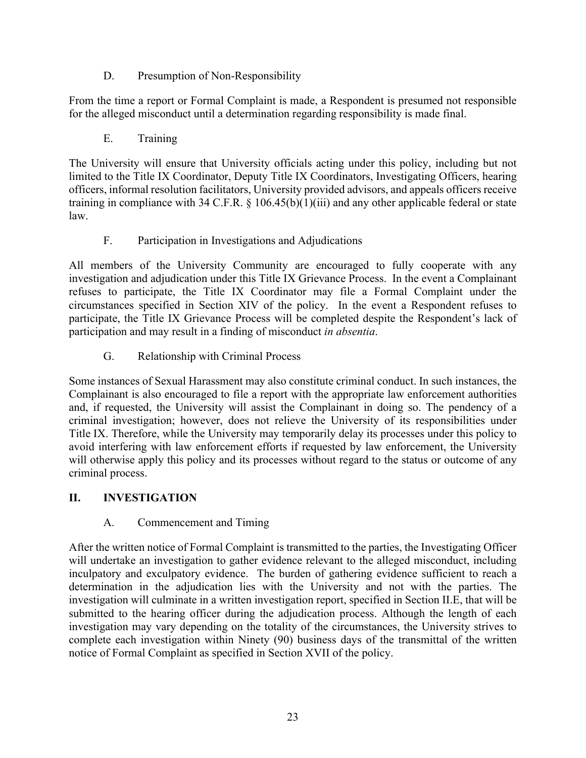### D. Presumption of Non-Responsibility

From the time a report or Formal Complaint is made, a Respondent is presumed not responsible for the alleged misconduct until a determination regarding responsibility is made final.

### E. Training

The University will ensure that University officials acting under this policy, including but not limited to the Title IX Coordinator, Deputy Title IX Coordinators, Investigating Officers, hearing officers, informal resolution facilitators, University provided advisors, and appeals officers receive training in compliance with 34 C.F.R. § 106.45(b)(1)(iii) and any other applicable federal or state law.

### F. Participation in Investigations and Adjudications

All members of the University Community are encouraged to fully cooperate with any investigation and adjudication under this Title IX Grievance Process. In the event a Complainant refuses to participate, the Title IX Coordinator may file a Formal Complaint under the circumstances specified in Section XIV of the policy. In the event a Respondent refuses to participate, the Title IX Grievance Process will be completed despite the Respondent's lack of participation and may result in a finding of misconduct *in absentia*.

### G. Relationship with Criminal Process

Some instances of Sexual Harassment may also constitute criminal conduct. In such instances, the Complainant is also encouraged to file a report with the appropriate law enforcement authorities and, if requested, the University will assist the Complainant in doing so. The pendency of a criminal investigation; however, does not relieve the University of its responsibilities under Title IX. Therefore, while the University may temporarily delay its processes under this policy to avoid interfering with law enforcement efforts if requested by law enforcement, the University will otherwise apply this policy and its processes without regard to the status or outcome of any criminal process.

## II. INVESTIGATION

### A. Commencement and Timing

After the written notice of Formal Complaint is transmitted to the parties, the Investigating Officer will undertake an investigation to gather evidence relevant to the alleged misconduct, including inculpatory and exculpatory evidence. The burden of gathering evidence sufficient to reach a determination in the adjudication lies with the University and not with the parties. The investigation will culminate in a written investigation report, specified in Section II.E, that will be submitted to the hearing officer during the adjudication process. Although the length of each investigation may vary depending on the totality of the circumstances, the University strives to complete each investigation within Ninety (90) business days of the transmittal of the written notice of Formal Complaint as specified in Section XVII of the policy.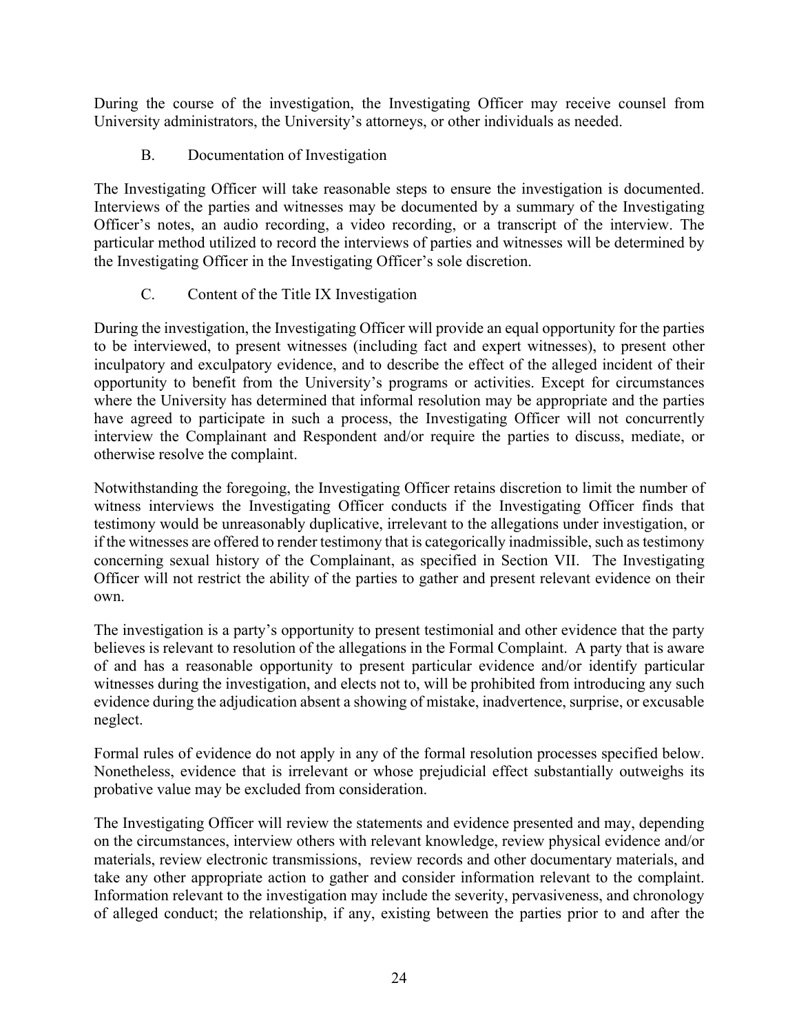During the course of the investigation, the Investigating Officer may receive counsel from University administrators, the University's attorneys, or other individuals as needed.

### B. Documentation of Investigation

The Investigating Officer will take reasonable steps to ensure the investigation is documented. Interviews of the parties and witnesses may be documented by a summary of the Investigating Officer's notes, an audio recording, a video recording, or a transcript of the interview. The particular method utilized to record the interviews of parties and witnesses will be determined by the Investigating Officer in the Investigating Officer's sole discretion.

### C. Content of the Title IX Investigation

During the investigation, the Investigating Officer will provide an equal opportunity for the parties to be interviewed, to present witnesses (including fact and expert witnesses), to present other inculpatory and exculpatory evidence, and to describe the effect of the alleged incident of their opportunity to benefit from the University's programs or activities. Except for circumstances where the University has determined that informal resolution may be appropriate and the parties have agreed to participate in such a process, the Investigating Officer will not concurrently interview the Complainant and Respondent and/or require the parties to discuss, mediate, or otherwise resolve the complaint.

Notwithstanding the foregoing, the Investigating Officer retains discretion to limit the number of witness interviews the Investigating Officer conducts if the Investigating Officer finds that testimony would be unreasonably duplicative, irrelevant to the allegations under investigation, or if the witnesses are offered to render testimony that is categorically inadmissible, such as testimony concerning sexual history of the Complainant, as specified in Section VII. The Investigating Officer will not restrict the ability of the parties to gather and present relevant evidence on their own.

The investigation is a party's opportunity to present testimonial and other evidence that the party believes is relevant to resolution of the allegations in the Formal Complaint. A party that is aware of and has a reasonable opportunity to present particular evidence and/or identify particular witnesses during the investigation, and elects not to, will be prohibited from introducing any such evidence during the adjudication absent a showing of mistake, inadvertence, surprise, or excusable neglect.

Formal rules of evidence do not apply in any of the formal resolution processes specified below. Nonetheless, evidence that is irrelevant or whose prejudicial effect substantially outweighs its probative value may be excluded from consideration.

The Investigating Officer will review the statements and evidence presented and may, depending on the circumstances, interview others with relevant knowledge, review physical evidence and/or materials, review electronic transmissions, review records and other documentary materials, and take any other appropriate action to gather and consider information relevant to the complaint. Information relevant to the investigation may include the severity, pervasiveness, and chronology of alleged conduct; the relationship, if any, existing between the parties prior to and after the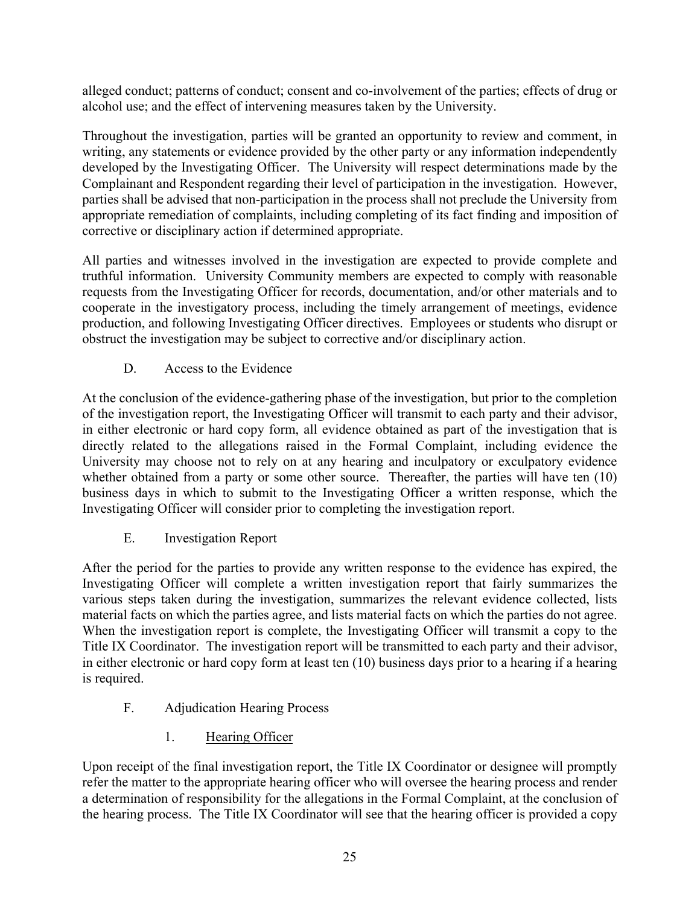alleged conduct; patterns of conduct; consent and co-involvement of the parties; effects of drug or alcohol use; and the effect of intervening measures taken by the University.

Throughout the investigation, parties will be granted an opportunity to review and comment, in writing, any statements or evidence provided by the other party or any information independently developed by the Investigating Officer. The University will respect determinations made by the Complainant and Respondent regarding their level of participation in the investigation. However, parties shall be advised that non-participation in the process shall not preclude the University from appropriate remediation of complaints, including completing of its fact finding and imposition of corrective or disciplinary action if determined appropriate.

All parties and witnesses involved in the investigation are expected to provide complete and truthful information. University Community members are expected to comply with reasonable requests from the Investigating Officer for records, documentation, and/or other materials and to cooperate in the investigatory process, including the timely arrangement of meetings, evidence production, and following Investigating Officer directives. Employees or students who disrupt or obstruct the investigation may be subject to corrective and/or disciplinary action.

### D. Access to the Evidence

At the conclusion of the evidence-gathering phase of the investigation, but prior to the completion of the investigation report, the Investigating Officer will transmit to each party and their advisor, in either electronic or hard copy form, all evidence obtained as part of the investigation that is directly related to the allegations raised in the Formal Complaint, including evidence the University may choose not to rely on at any hearing and inculpatory or exculpatory evidence whether obtained from a party or some other source. Thereafter, the parties will have ten (10) business days in which to submit to the Investigating Officer a written response, which the Investigating Officer will consider prior to completing the investigation report.

### E. Investigation Report

After the period for the parties to provide any written response to the evidence has expired, the Investigating Officer will complete a written investigation report that fairly summarizes the various steps taken during the investigation, summarizes the relevant evidence collected, lists material facts on which the parties agree, and lists material facts on which the parties do not agree. When the investigation report is complete, the Investigating Officer will transmit a copy to the Title IX Coordinator. The investigation report will be transmitted to each party and their advisor, in either electronic or hard copy form at least ten (10) business days prior to a hearing if a hearing is required.

### F. Adjudication Hearing Process

#### 1. Hearing Officer

Upon receipt of the final investigation report, the Title IX Coordinator or designee will promptly refer the matter to the appropriate hearing officer who will oversee the hearing process and render a determination of responsibility for the allegations in the Formal Complaint, at the conclusion of the hearing process. The Title IX Coordinator will see that the hearing officer is provided a copy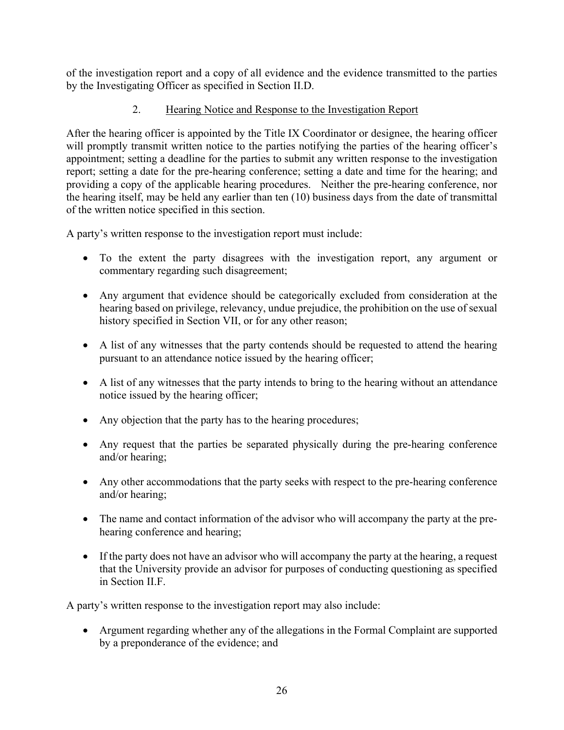of the investigation report and a copy of all evidence and the evidence transmitted to the parties by the Investigating Officer as specified in Section II.D.

### 2. Hearing Notice and Response to the Investigation Report

After the hearing officer is appointed by the Title IX Coordinator or designee, the hearing officer will promptly transmit written notice to the parties notifying the parties of the hearing officer's appointment; setting a deadline for the parties to submit any written response to the investigation report; setting a date for the pre-hearing conference; setting a date and time for the hearing; and providing a copy of the applicable hearing procedures. Neither the pre-hearing conference, nor the hearing itself, may be held any earlier than ten (10) business days from the date of transmittal of the written notice specified in this section.

A party's written response to the investigation report must include:

- To the extent the party disagrees with the investigation report, any argument or commentary regarding such disagreement;
- Any argument that evidence should be categorically excluded from consideration at the hearing based on privilege, relevancy, undue prejudice, the prohibition on the use of sexual history specified in Section VII, or for any other reason;
- A list of any witnesses that the party contends should be requested to attend the hearing pursuant to an attendance notice issued by the hearing officer;
- A list of any witnesses that the party intends to bring to the hearing without an attendance notice issued by the hearing officer;
- Any objection that the party has to the hearing procedures;
- Any request that the parties be separated physically during the pre-hearing conference and/or hearing;
- Any other accommodations that the party seeks with respect to the pre-hearing conference and/or hearing;
- The name and contact information of the advisor who will accompany the party at the pre-hearing conference and hearing;
- If the party does not have an advisor who will accompany the party at the hearing, a request that the University provide an advisor for purposes of conducting questioning as specified in Section II.F.

A party's written response to the investigation report may also include:

- Argument regarding whether any of the allegations in the Formal Complaint are supported by a preponderance of the evidence; and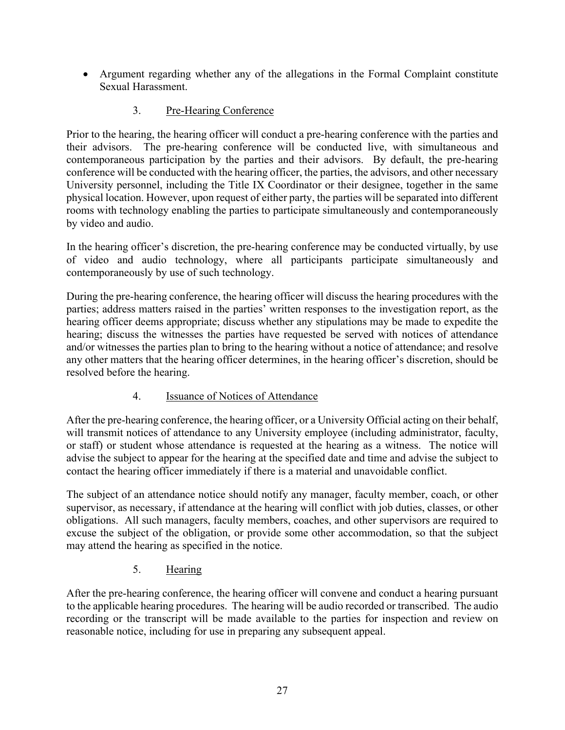- Argument regarding whether any of the allegations in the Formal Complaint constitute Sexual Harassment.

### 3. Pre-Hearing Conference

Prior to the hearing, the hearing officer will conduct a pre-hearing conference with the parties and their advisors. The pre-hearing conference will be conducted live, with simultaneous and contemporaneous participation by the parties and their advisors. By default, the pre-hearing conference will be conducted with the hearing officer, the parties, the advisors, and other necessary University personnel, including the Title IX Coordinator or their designee, together in the same physical location. However, upon request of either party, the parties will be separated into different rooms with technology enabling the parties to participate simultaneously and contemporaneously by video and audio.

In the hearing officer's discretion, the pre-hearing conference may be conducted virtually, by use of video and audio technology, where all participants participate simultaneously and contemporaneously by use of such technology.

During the pre-hearing conference, the hearing officer will discuss the hearing procedures with the parties; address matters raised in the parties' written responses to the investigation report, as the hearing officer deems appropriate; discuss whether any stipulations may be made to expedite the hearing; discuss the witnesses the parties have requested be served with notices of attendance and/or witnesses the parties plan to bring to the hearing without a notice of attendance; and resolve any other matters that the hearing officer determines, in the hearing officer's discretion, should be resolved before the hearing.

### 4. Issuance of Notices of Attendance

After the pre-hearing conference, the hearing officer, or a University Official acting on their behalf, will transmit notices of attendance to any University employee (including administrator, faculty, or staff) or student whose attendance is requested at the hearing as a witness. The notice will advise the subject to appear for the hearing at the specified date and time and advise the subject to contact the hearing officer immediately if there is a material and unavoidable conflict.

The subject of an attendance notice should notify any manager, faculty member, coach, or other supervisor, as necessary, if attendance at the hearing will conflict with job duties, classes, or other obligations. All such managers, faculty members, coaches, and other supervisors are required to excuse the subject of the obligation, or provide some other accommodation, so that the subject may attend the hearing as specified in the notice.

### 5. Hearing

After the pre-hearing conference, the hearing officer will convene and conduct a hearing pursuant to the applicable hearing procedures. The hearing will be audio recorded or transcribed. The audio recording or the transcript will be made available to the parties for inspection and review on reasonable notice, including for use in preparing any subsequent appeal.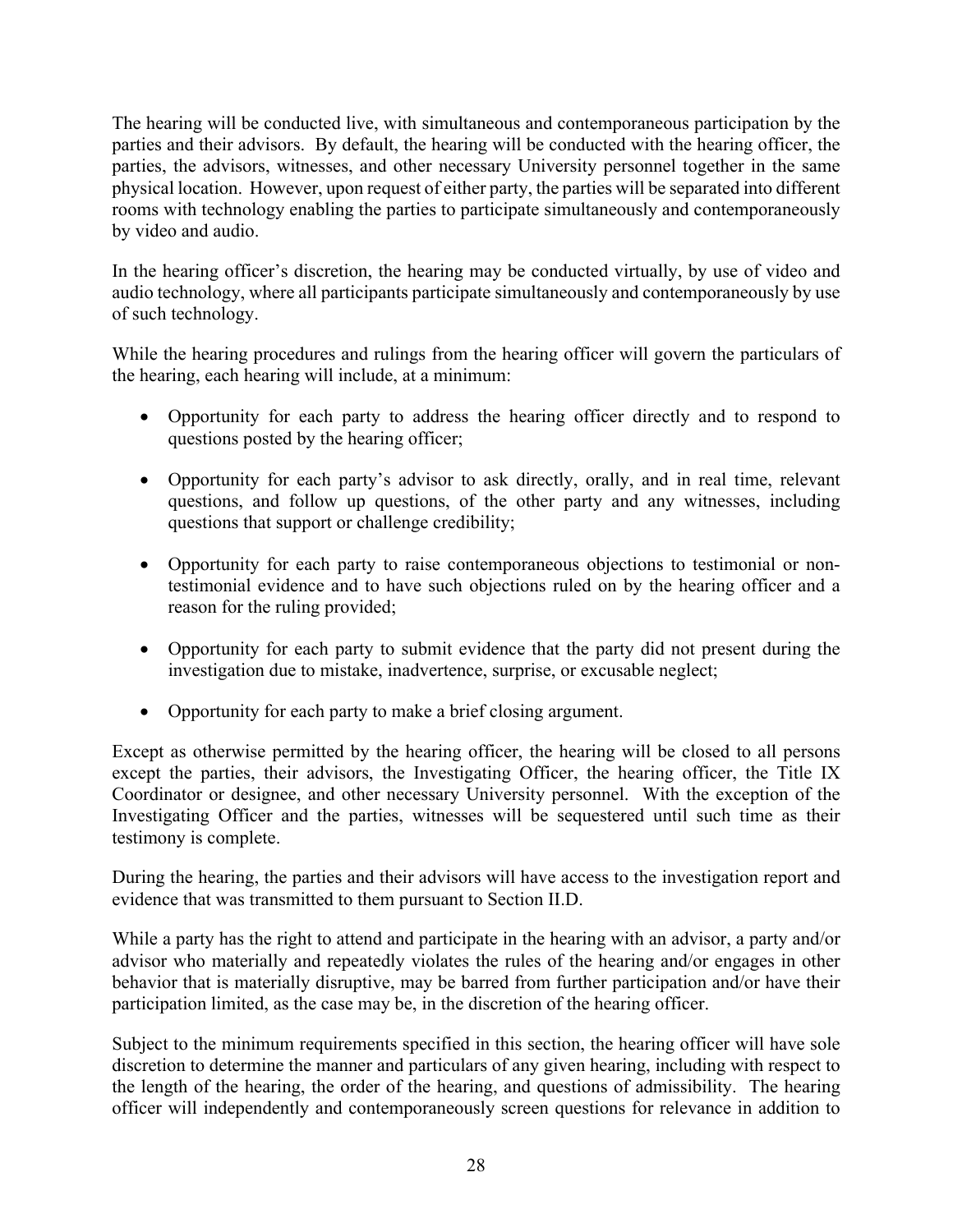The hearing will be conducted live, with simultaneous and contemporaneous participation by the parties and their advisors. By default, the hearing will be conducted with the hearing officer, the parties, the advisors, witnesses, and other necessary University personnel together in the same physical location. However, upon request of either party, the parties will be separated into different rooms with technology enabling the parties to participate simultaneously and contemporaneously by video and audio.

In the hearing officer's discretion, the hearing may be conducted virtually, by use of video and audio technology, where all participants participate simultaneously and contemporaneously by use of such technology.

While the hearing procedures and rulings from the hearing officer will govern the particulars of the hearing, each hearing will include, at a minimum:

- Opportunity for each party to address the hearing officer directly and to respond to questions posted by the hearing officer;

- Opportunity for each party's advisor to ask directly, orally, and in real time, relevant questions, and follow up questions, of the other party and any witnesses, including questions that support or challenge credibility;

- Opportunity for each party to raise contemporaneous objections to testimonial or non-testimonial evidence and to have such objections ruled on by the hearing officer and a reason for the ruling provided;

- Opportunity for each party to submit evidence that the party did not present during the investigation due to mistake, inadvertence, surprise, or excusable neglect;

- Opportunity for each party to make a brief closing argument.

Except as otherwise permitted by the hearing officer, the hearing will be closed to all persons except the parties, their advisors, the Investigating Officer, the hearing officer, the Title IX Coordinator or designee, and other necessary University personnel. With the exception of the Investigating Officer and the parties, witnesses will be sequestered until such time as their testimony is complete.

During the hearing, the parties and their advisors will have access to the investigation report and evidence that was transmitted to them pursuant to Section II.D.

While a party has the right to attend and participate in the hearing with an advisor, a party and/or advisor who materially and repeatedly violates the rules of the hearing and/or engages in other behavior that is materially disruptive, may be barred from further participation and/or have their participation limited, as the case may be, in the discretion of the hearing officer.

Subject to the minimum requirements specified in this section, the hearing officer will have sole discretion to determine the manner and particulars of any given hearing, including with respect to the length of the hearing, the order of the hearing, and questions of admissibility. The hearing officer will independently and contemporaneously screen questions for relevance in addition to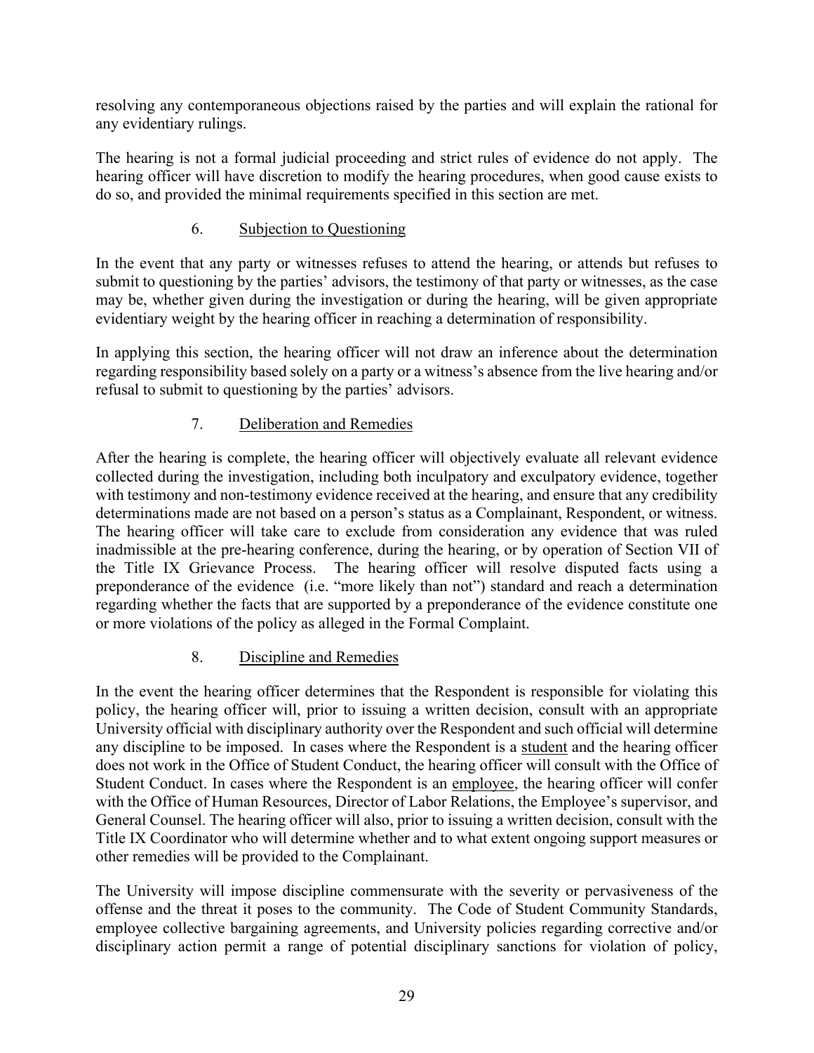resolving any contemporaneous objections raised by the parties and will explain the rational for any evidentiary rulings.

The hearing is not a formal judicial proceeding and strict rules of evidence do not apply. The hearing officer will have discretion to modify the hearing procedures, when good cause exists to do so, and provided the minimal requirements specified in this section are met.

### 6. Subjection to Questioning

In the event that any party or witnesses refuses to attend the hearing, or attends but refuses to submit to questioning by the parties' advisors, the testimony of that party or witnesses, as the case may be, whether given during the investigation or during the hearing, will be given appropriate evidentiary weight by the hearing officer in reaching a determination of responsibility.

In applying this section, the hearing officer will not draw an inference about the determination regarding responsibility based solely on a party or a witness's absence from the live hearing and/or refusal to submit to questioning by the parties' advisors.

### 7. Deliberation and Remedies

After the hearing is complete, the hearing officer will objectively evaluate all relevant evidence collected during the investigation, including both inculpatory and exculpatory evidence, together with testimony and non-testimony evidence received at the hearing, and ensure that any credibility determinations made are not based on a person's status as a Complainant, Respondent, or witness. The hearing officer will take care to exclude from consideration any evidence that was ruled inadmissible at the pre-hearing conference, during the hearing, or by operation of Section VII of the Title IX Grievance Process. The hearing officer will resolve disputed facts using a preponderance of the evidence (i.e. "more likely than not") standard and reach a determination regarding whether the facts that are supported by a preponderance of the evidence constitute one or more violations of the policy as alleged in the Formal Complaint.

### 8. Discipline and Remedies

In the event the hearing officer determines that the Respondent is responsible for violating this policy, the hearing officer will, prior to issuing a written decision, consult with an appropriate University official with disciplinary authority over the Respondent and such official will determine any discipline to be imposed. In cases where the Respondent is a student and the hearing officer does not work in the Office of Student Conduct, the hearing officer will consult with the Office of Student Conduct. In cases where the Respondent is an employee, the hearing officer will confer with the Office of Human Resources, Director of Labor Relations, the Employee's supervisor, and General Counsel. The hearing officer will also, prior to issuing a written decision, consult with the Title IX Coordinator who will determine whether and to what extent ongoing support measures or other remedies will be provided to the Complainant.

The University will impose discipline commensurate with the severity or pervasiveness of the offense and the threat it poses to the community. The Code of Student Community Standards, employee collective bargaining agreements, and University policies regarding corrective and/or disciplinary action permit a range of potential disciplinary sanctions for violation of policy,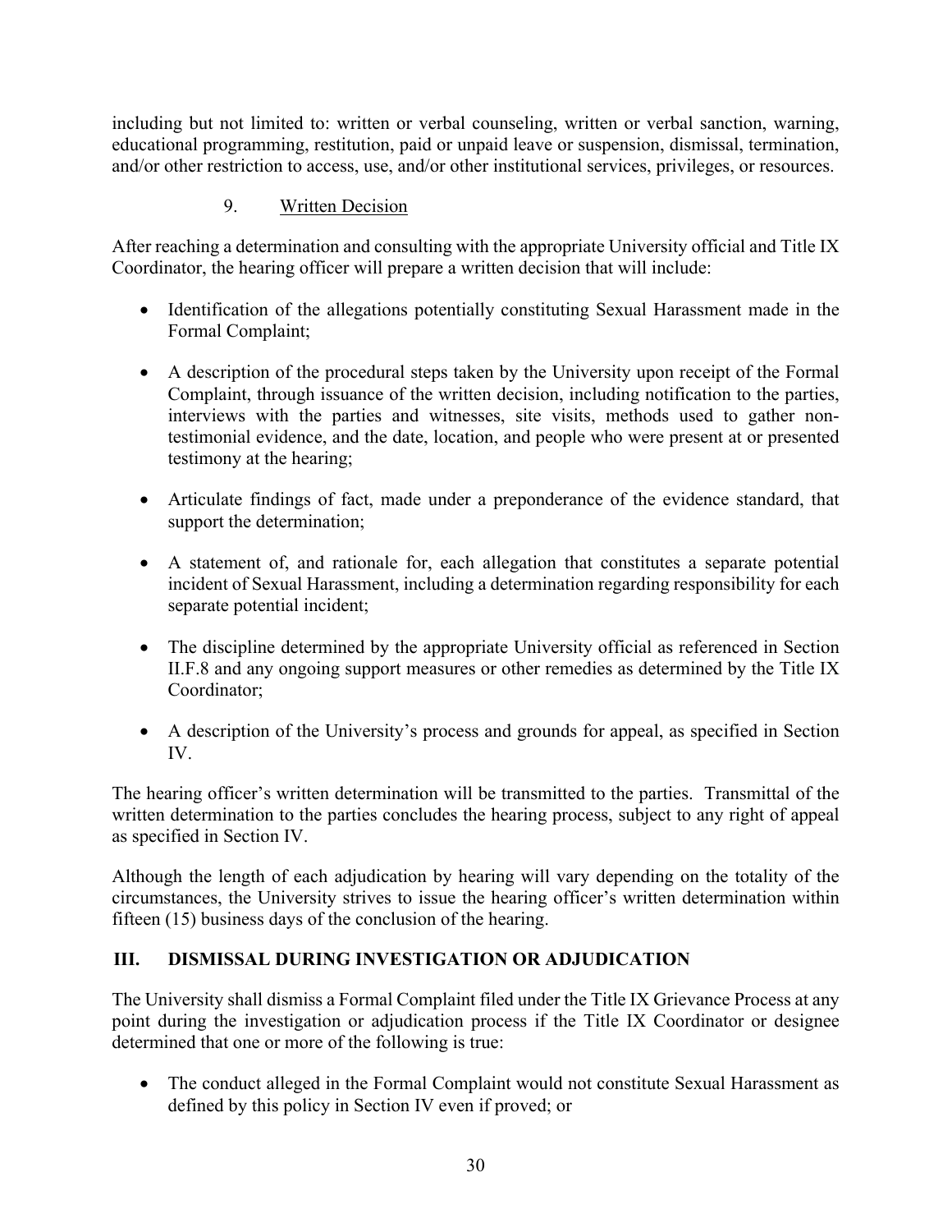including but not limited to: written or verbal counseling, written or verbal sanction, warning, educational programming, restitution, paid or unpaid leave or suspension, dismissal, termination, and/or other restriction to access, use, and/or other institutional services, privileges, or resources.

#### 9. Written Decision

After reaching a determination and consulting with the appropriate University official and Title IX Coordinator, the hearing officer will prepare a written decision that will include:

- Identification of the allegations potentially constituting Sexual Harassment made in the Formal Complaint;
- A description of the procedural steps taken by the University upon receipt of the Formal Complaint, through issuance of the written decision, including notification to the parties, interviews with the parties and witnesses, site visits, methods used to gather non-testimonial evidence, and the date, location, and people who were present at or presented testimony at the hearing;
- Articulate findings of fact, made under a preponderance of the evidence standard, that support the determination;
- A statement of, and rationale for, each allegation that constitutes a separate potential incident of Sexual Harassment, including a determination regarding responsibility for each separate potential incident;
- The discipline determined by the appropriate University official as referenced in Section II.F.8 and any ongoing support measures or other remedies as determined by the Title IX Coordinator;
- A description of the University's process and grounds for appeal, as specified in Section IV.

The hearing officer's written determination will be transmitted to the parties. Transmittal of the written determination to the parties concludes the hearing process, subject to any right of appeal as specified in Section IV.

Although the length of each adjudication by hearing will vary depending on the totality of the circumstances, the University strives to issue the hearing officer's written determination within fifteen (15) business days of the conclusion of the hearing.

## III. DISMISSAL DURING INVESTIGATION OR ADJUDICATION

The University shall dismiss a Formal Complaint filed under the Title IX Grievance Process at any point during the investigation or adjudication process if the Title IX Coordinator or designee determined that one or more of the following is true:

- The conduct alleged in the Formal Complaint would not constitute Sexual Harassment as defined by this policy in Section IV even if proved; or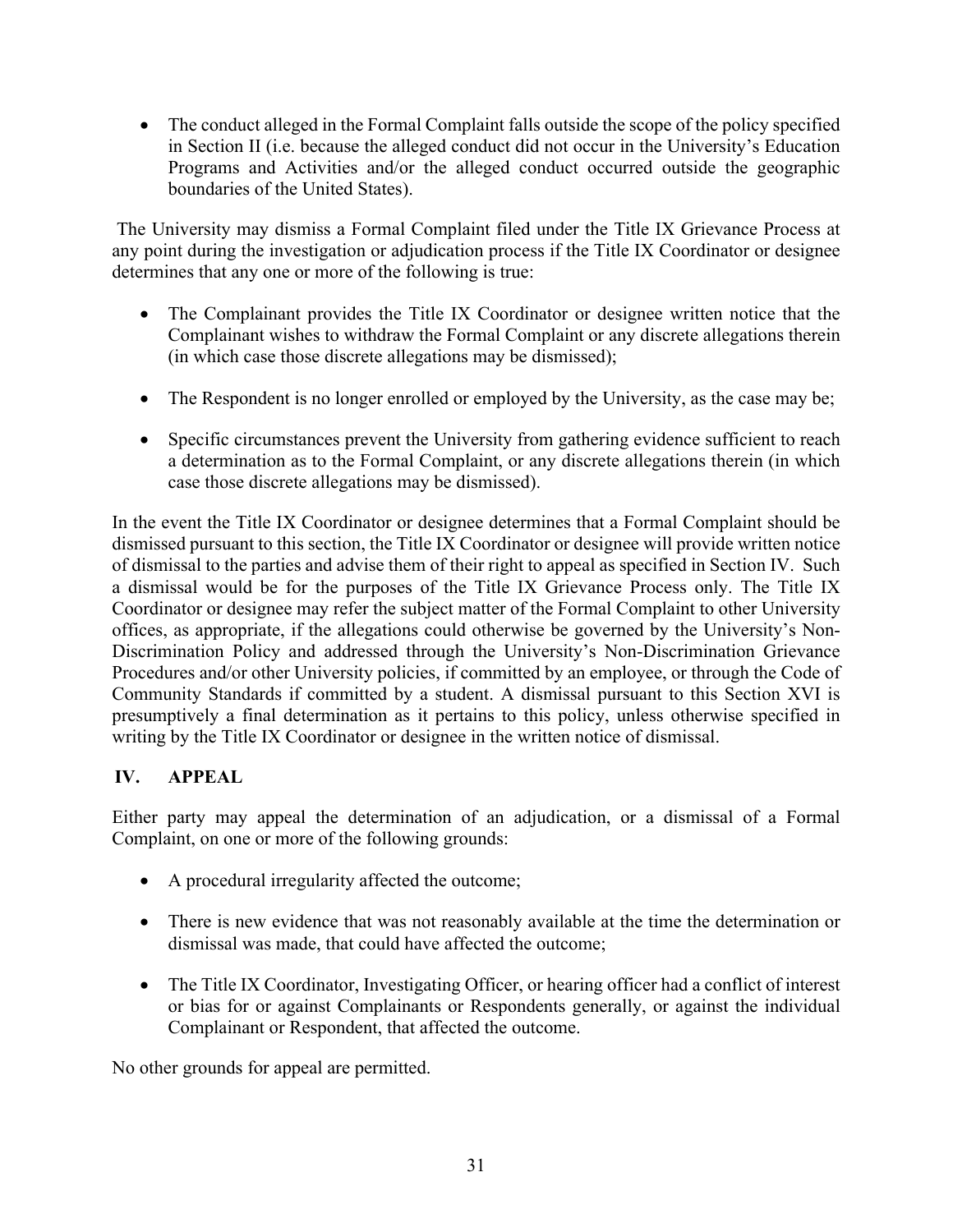- The conduct alleged in the Formal Complaint falls outside the scope of the policy specified in Section II (i.e. because the alleged conduct did not occur in the University's Education Programs and Activities and/or the alleged conduct occurred outside the geographic boundaries of the United States).

The University may dismiss a Formal Complaint filed under the Title IX Grievance Process at any point during the investigation or adjudication process if the Title IX Coordinator or designee determines that any one or more of the following is true:

- The Complainant provides the Title IX Coordinator or designee written notice that the Complainant wishes to withdraw the Formal Complaint or any discrete allegations therein (in which case those discrete allegations may be dismissed);

- The Respondent is no longer enrolled or employed by the University, as the case may be;

- Specific circumstances prevent the University from gathering evidence sufficient to reach a determination as to the Formal Complaint, or any discrete allegations therein (in which case those discrete allegations may be dismissed).

In the event the Title IX Coordinator or designee determines that a Formal Complaint should be dismissed pursuant to this section, the Title IX Coordinator or designee will provide written notice of dismissal to the parties and advise them of their right to appeal as specified in Section IV. Such a dismissal would be for the purposes of the Title IX Grievance Process only. The Title IX Coordinator or designee may refer the subject matter of the Formal Complaint to other University offices, as appropriate, if the allegations could otherwise be governed by the University's Non-Discrimination Policy and addressed through the University's Non-Discrimination Grievance Procedures and/or other University policies, if committed by an employee, or through the Code of Community Standards if committed by a student. A dismissal pursuant to this Section XVI is presumptively a final determination as it pertains to this policy, unless otherwise specified in writing by the Title IX Coordinator or designee in the written notice of dismissal.

## IV. APPEAL

Either party may appeal the determination of an adjudication, or a dismissal of a Formal Complaint, on one or more of the following grounds:

- A procedural irregularity affected the outcome;

- There is new evidence that was not reasonably available at the time the determination or dismissal was made, that could have affected the outcome;

- The Title IX Coordinator, Investigating Officer, or hearing officer had a conflict of interest or bias for or against Complainants or Respondents generally, or against the individual Complainant or Respondent, that affected the outcome.

No other grounds for appeal are permitted.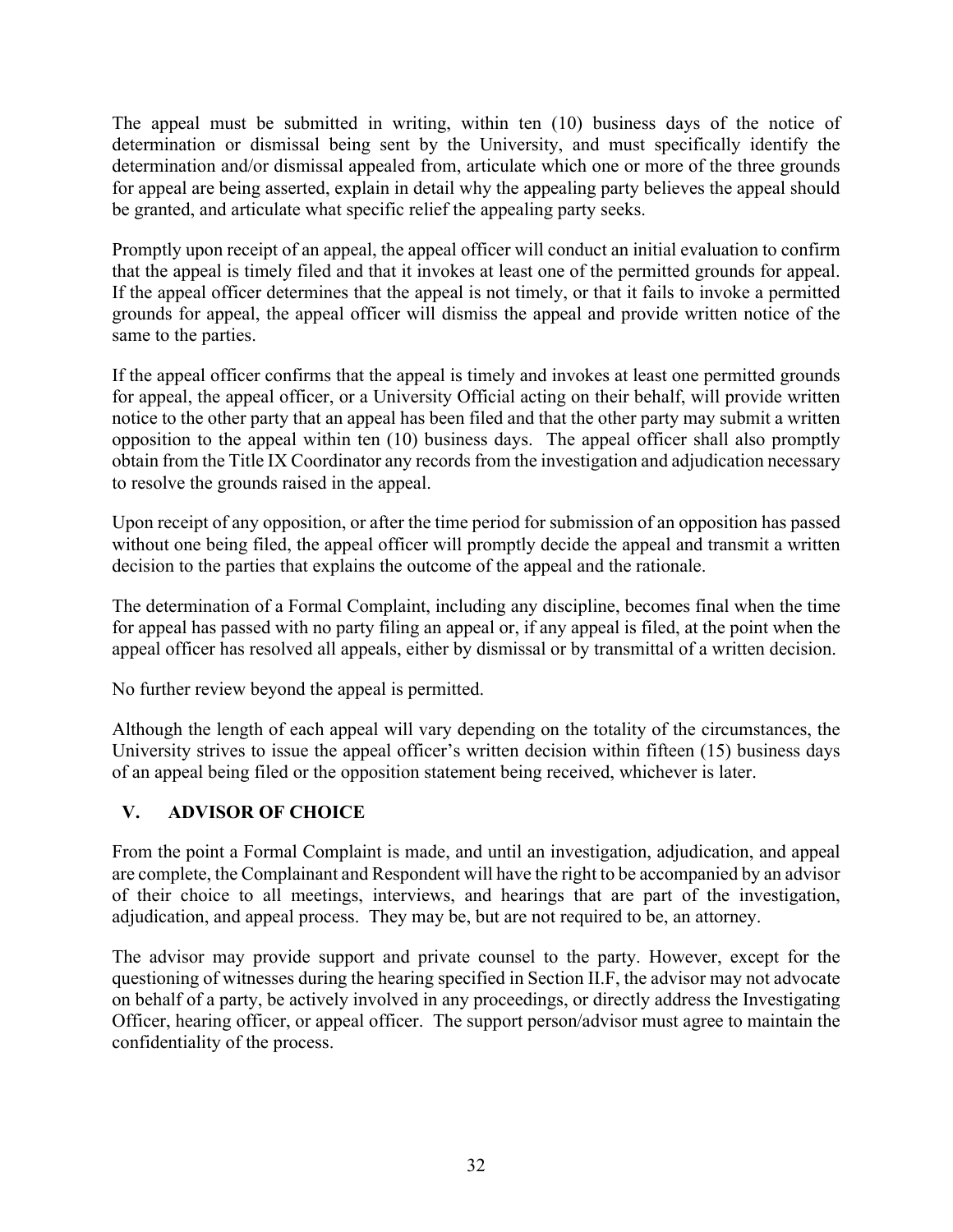The appeal must be submitted in writing, within ten (10) business days of the notice of determination or dismissal being sent by the University, and must specifically identify the determination and/or dismissal appealed from, articulate which one or more of the three grounds for appeal are being asserted, explain in detail why the appealing party believes the appeal should be granted, and articulate what specific relief the appealing party seeks.

Promptly upon receipt of an appeal, the appeal officer will conduct an initial evaluation to confirm that the appeal is timely filed and that it invokes at least one of the permitted grounds for appeal. If the appeal officer determines that the appeal is not timely, or that it fails to invoke a permitted grounds for appeal, the appeal officer will dismiss the appeal and provide written notice of the same to the parties.

If the appeal officer confirms that the appeal is timely and invokes at least one permitted grounds for appeal, the appeal officer, or a University Official acting on their behalf, will provide written notice to the other party that an appeal has been filed and that the other party may submit a written opposition to the appeal within ten (10) business days. The appeal officer shall also promptly obtain from the Title IX Coordinator any records from the investigation and adjudication necessary to resolve the grounds raised in the appeal.

Upon receipt of any opposition, or after the time period for submission of an opposition has passed without one being filed, the appeal officer will promptly decide the appeal and transmit a written decision to the parties that explains the outcome of the appeal and the rationale.

The determination of a Formal Complaint, including any discipline, becomes final when the time for appeal has passed with no party filing an appeal or, if any appeal is filed, at the point when the appeal officer has resolved all appeals, either by dismissal or by transmittal of a written decision.

No further review beyond the appeal is permitted.

Although the length of each appeal will vary depending on the totality of the circumstances, the University strives to issue the appeal officer's written decision within fifteen (15) business days of an appeal being filed or the opposition statement being received, whichever is later.

## V. ADVISOR OF CHOICE

From the point a Formal Complaint is made, and until an investigation, adjudication, and appeal are complete, the Complainant and Respondent will have the right to be accompanied by an advisor of their choice to all meetings, interviews, and hearings that are part of the investigation, adjudication, and appeal process. They may be, but are not required to be, an attorney.

The advisor may provide support and private counsel to the party. However, except for the questioning of witnesses during the hearing specified in Section II.F, the advisor may not advocate on behalf of a party, be actively involved in any proceedings, or directly address the Investigating Officer, hearing officer, or appeal officer. The support person/advisor must agree to maintain the confidentiality of the process.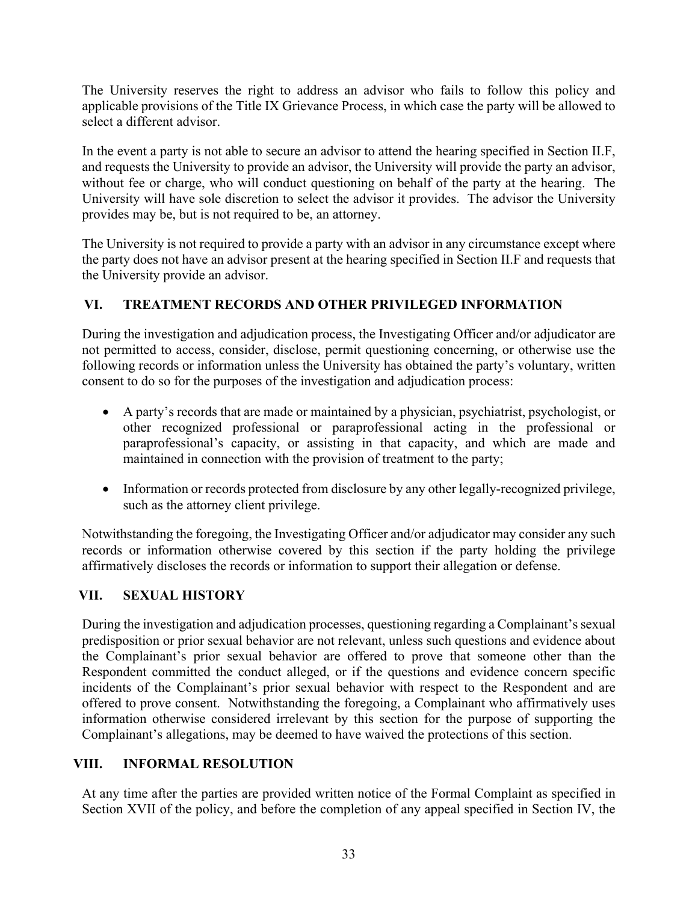The University reserves the right to address an advisor who fails to follow this policy and applicable provisions of the Title IX Grievance Process, in which case the party will be allowed to select a different advisor.

In the event a party is not able to secure an advisor to attend the hearing specified in Section II.F, and requests the University to provide an advisor, the University will provide the party an advisor, without fee or charge, who will conduct questioning on behalf of the party at the hearing. The University will have sole discretion to select the advisor it provides. The advisor the University provides may be, but is not required to be, an attorney.

The University is not required to provide a party with an advisor in any circumstance except where the party does not have an advisor present at the hearing specified in Section II.F and requests that the University provide an advisor.

## VI. TREATMENT RECORDS AND OTHER PRIVILEGED INFORMATION

During the investigation and adjudication process, the Investigating Officer and/or adjudicator are not permitted to access, consider, disclose, permit questioning concerning, or otherwise use the following records or information unless the University has obtained the party's voluntary, written consent to do so for the purposes of the investigation and adjudication process:

- A party's records that are made or maintained by a physician, psychiatrist, psychologist, or other recognized professional or paraprofessional acting in the professional or paraprofessional's capacity, or assisting in that capacity, and which are made and maintained in connection with the provision of treatment to the party;
- Information or records protected from disclosure by any other legally-recognized privilege, such as the attorney client privilege.

Notwithstanding the foregoing, the Investigating Officer and/or adjudicator may consider any such records or information otherwise covered by this section if the party holding the privilege affirmatively discloses the records or information to support their allegation or defense.

## VII. SEXUAL HISTORY

During the investigation and adjudication processes, questioning regarding a Complainant's sexual predisposition or prior sexual behavior are not relevant, unless such questions and evidence about the Complainant's prior sexual behavior are offered to prove that someone other than the Respondent committed the conduct alleged, or if the questions and evidence concern specific incidents of the Complainant's prior sexual behavior with respect to the Respondent and are offered to prove consent. Notwithstanding the foregoing, a Complainant who affirmatively uses information otherwise considered irrelevant by this section for the purpose of supporting the Complainant's allegations, may be deemed to have waived the protections of this section.

## VIII. INFORMAL RESOLUTION

At any time after the parties are provided written notice of the Formal Complaint as specified in Section XVII of the policy, and before the completion of any appeal specified in Section IV, the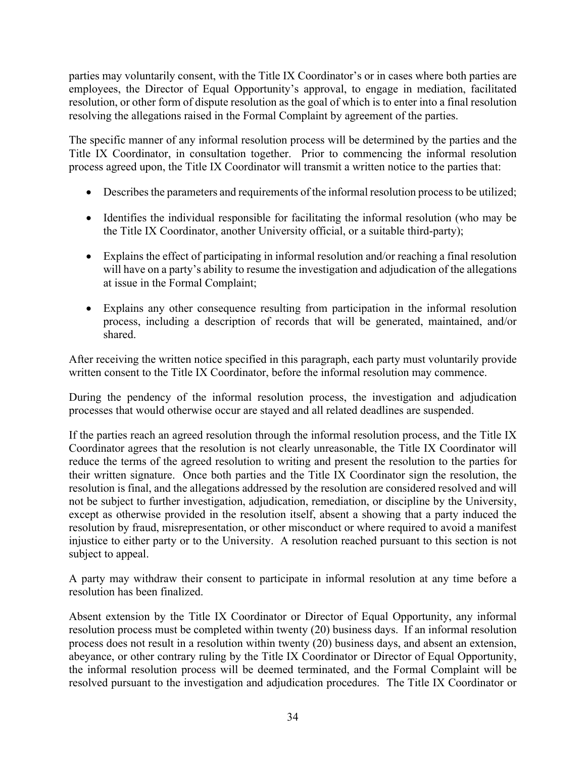parties may voluntarily consent, with the Title IX Coordinator's or in cases where both parties are employees, the Director of Equal Opportunity's approval, to engage in mediation, facilitated resolution, or other form of dispute resolution as the goal of which is to enter into a final resolution resolving the allegations raised in the Formal Complaint by agreement of the parties.

The specific manner of any informal resolution process will be determined by the parties and the Title IX Coordinator, in consultation together. Prior to commencing the informal resolution process agreed upon, the Title IX Coordinator will transmit a written notice to the parties that:

- Describes the parameters and requirements of the informal resolution process to be utilized;
- Identifies the individual responsible for facilitating the informal resolution (who may be the Title IX Coordinator, another University official, or a suitable third-party);
- Explains the effect of participating in informal resolution and/or reaching a final resolution will have on a party's ability to resume the investigation and adjudication of the allegations at issue in the Formal Complaint;
- Explains any other consequence resulting from participation in the informal resolution process, including a description of records that will be generated, maintained, and/or shared.

After receiving the written notice specified in this paragraph, each party must voluntarily provide written consent to the Title IX Coordinator, before the informal resolution may commence.

During the pendency of the informal resolution process, the investigation and adjudication processes that would otherwise occur are stayed and all related deadlines are suspended.

If the parties reach an agreed resolution through the informal resolution process, and the Title IX Coordinator agrees that the resolution is not clearly unreasonable, the Title IX Coordinator will reduce the terms of the agreed resolution to writing and present the resolution to the parties for their written signature. Once both parties and the Title IX Coordinator sign the resolution, the resolution is final, and the allegations addressed by the resolution are considered resolved and will not be subject to further investigation, adjudication, remediation, or discipline by the University, except as otherwise provided in the resolution itself, absent a showing that a party induced the resolution by fraud, misrepresentation, or other misconduct or where required to avoid a manifest injustice to either party or to the University. A resolution reached pursuant to this section is not subject to appeal.

A party may withdraw their consent to participate in informal resolution at any time before a resolution has been finalized.

Absent extension by the Title IX Coordinator or Director of Equal Opportunity, any informal resolution process must be completed within twenty (20) business days. If an informal resolution process does not result in a resolution within twenty (20) business days, and absent an extension, abeyance, or other contrary ruling by the Title IX Coordinator or Director of Equal Opportunity, the informal resolution process will be deemed terminated, and the Formal Complaint will be resolved pursuant to the investigation and adjudication procedures. The Title IX Coordinator or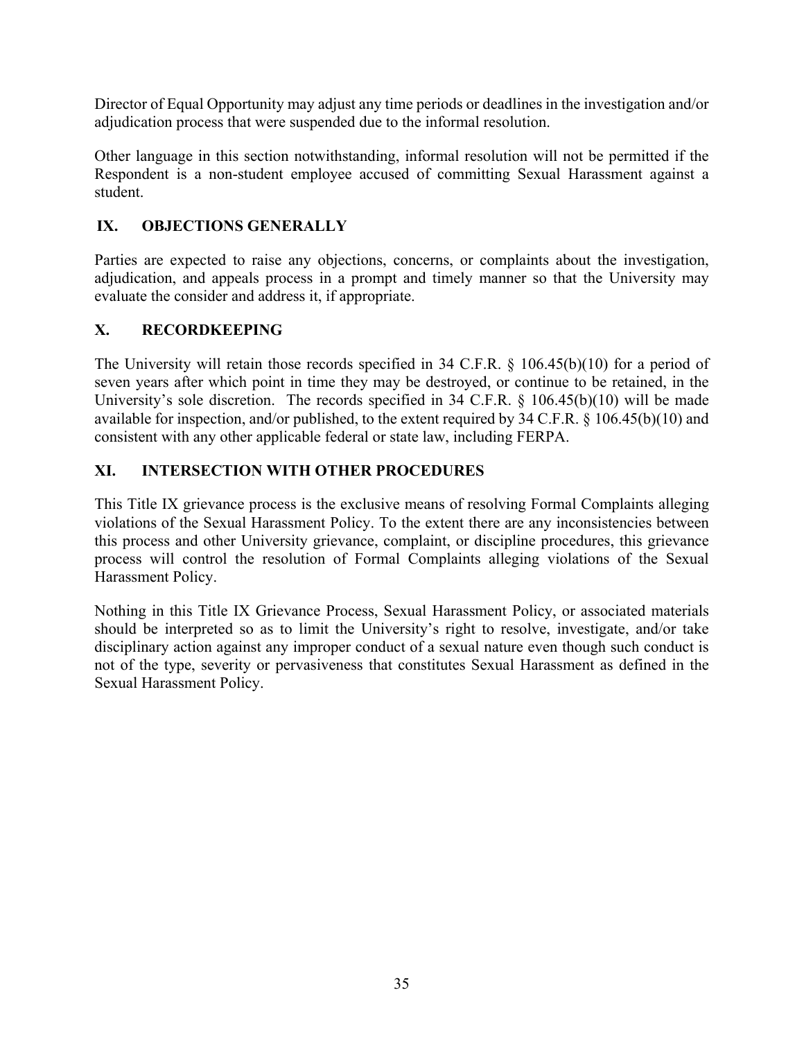Director of Equal Opportunity may adjust any time periods or deadlines in the investigation and/or adjudication process that were suspended due to the informal resolution.

Other language in this section notwithstanding, informal resolution will not be permitted if the Respondent is a non-student employee accused of committing Sexual Harassment against a student.

## IX. OBJECTIONS GENERALLY

Parties are expected to raise any objections, concerns, or complaints about the investigation, adjudication, and appeals process in a prompt and timely manner so that the University may evaluate the consider and address it, if appropriate.

## X. RECORDKEEPING

The University will retain those records specified in 34 C.F.R. § 106.45(b)(10) for a period of seven years after which point in time they may be destroyed, or continue to be retained, in the University's sole discretion. The records specified in 34 C.F.R. § 106.45(b)(10) will be made available for inspection, and/or published, to the extent required by 34 C.F.R. § 106.45(b)(10) and consistent with any other applicable federal or state law, including FERPA.

## XI. INTERSECTION WITH OTHER PROCEDURES

This Title IX grievance process is the exclusive means of resolving Formal Complaints alleging violations of the Sexual Harassment Policy. To the extent there are any inconsistencies between this process and other University grievance, complaint, or discipline procedures, this grievance process will control the resolution of Formal Complaints alleging violations of the Sexual Harassment Policy.

Nothing in this Title IX Grievance Process, Sexual Harassment Policy, or associated materials should be interpreted so as to limit the University's right to resolve, investigate, and/or take disciplinary action against any improper conduct of a sexual nature even though such conduct is not of the type, severity or pervasiveness that constitutes Sexual Harassment as defined in the Sexual Harassment Policy.